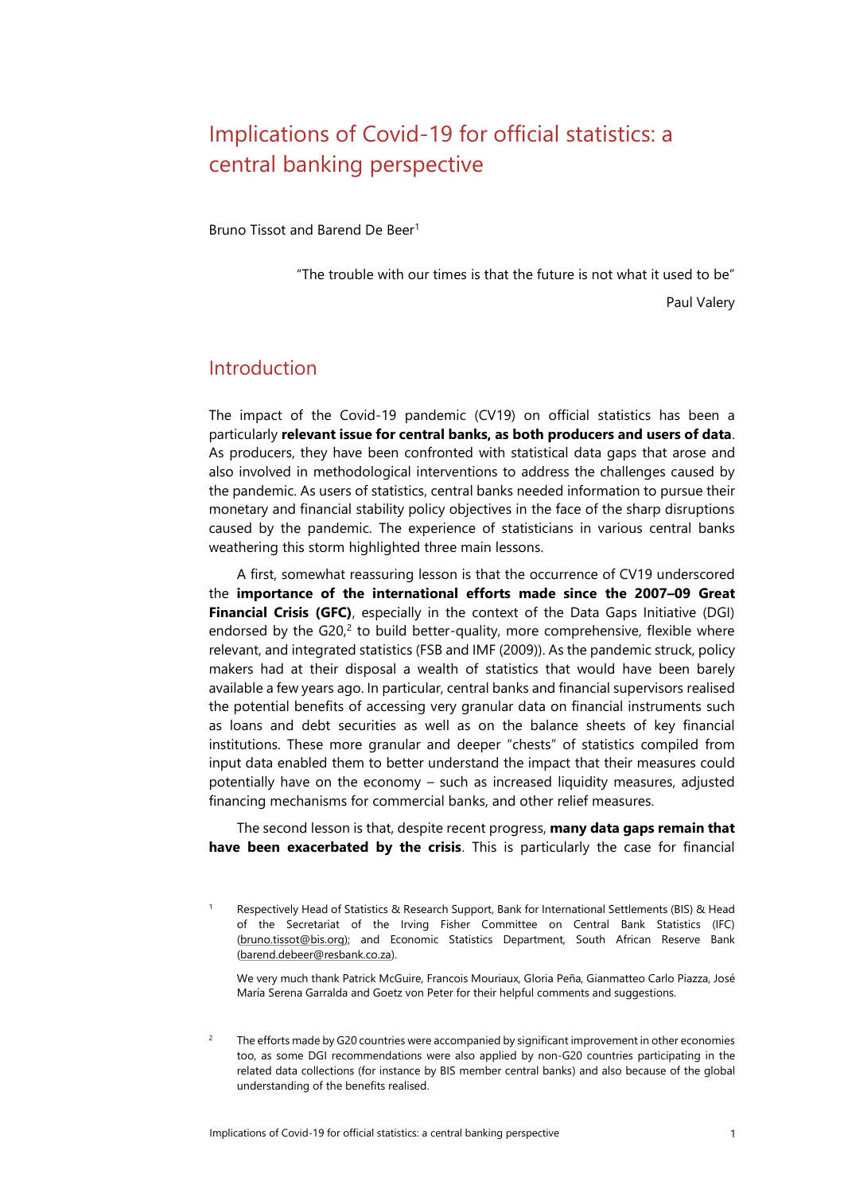# Implications of Covid-19 for official statistics: a central banking perspective

Bruno Tissot and Barend De Beer[1]

> "The trouble with our times is that the future is not what it used to be"
>
> Paul Valery

## Introduction

The impact of the Covid-19 pandemic (CV19) on official statistics has been a particularly **relevant issue for central banks, as both producers and users of data**. As producers, they have been confronted with statistical data gaps that arose and also involved in methodological interventions to address the challenges caused by the pandemic. As users of statistics, central banks needed information to pursue their monetary and financial stability policy objectives in the face of the sharp disruptions caused by the pandemic. The experience of statisticians in various central banks weathering this storm highlighted three main lessons.

A first, somewhat reassuring lesson is that the occurrence of CV19 underscored the **importance of the international efforts made since the 2007–09 Great Financial Crisis (GFC)**, especially in the context of the Data Gaps Initiative (DGI) endorsed by the G20,[2] to build better-quality, more comprehensive, flexible where relevant, and integrated statistics (FSB and IMF (2009)). As the pandemic struck, policy makers had at their disposal a wealth of statistics that would have been barely available a few years ago. In particular, central banks and financial supervisors realised the potential benefits of accessing very granular data on financial instruments such as loans and debt securities as well as on the balance sheets of key financial institutions. These more granular and deeper "chests" of statistics compiled from input data enabled them to better understand the impact that their measures could potentially have on the economy – such as increased liquidity measures, adjusted financing mechanisms for commercial banks, and other relief measures.

The second lesson is that, despite recent progress, **many data gaps remain that have been exacerbated by the crisis**. This is particularly the case for financial

---

[1] Respectively Head of Statistics & Research Support, Bank for International Settlements (BIS) & Head of the Secretariat of the Irving Fisher Committee on Central Bank Statistics (IFC) (bruno.tissot@bis.org); and Economic Statistics Department, South African Reserve Bank (barend.debeer@resbank.co.za).

We very much thank Patrick McGuire, Francois Mouriaux, Gloria Peña, Gianmatteo Carlo Piazza, José María Serena Garralda and Goetz von Peter for their helpful comments and suggestions.

[2] The efforts made by G20 countries were accompanied by significant improvement in other economies too, as some DGI recommendations were also applied by non-G20 countries participating in the related data collections (for instance by BIS member central banks) and also because of the global understanding of the benefits realised.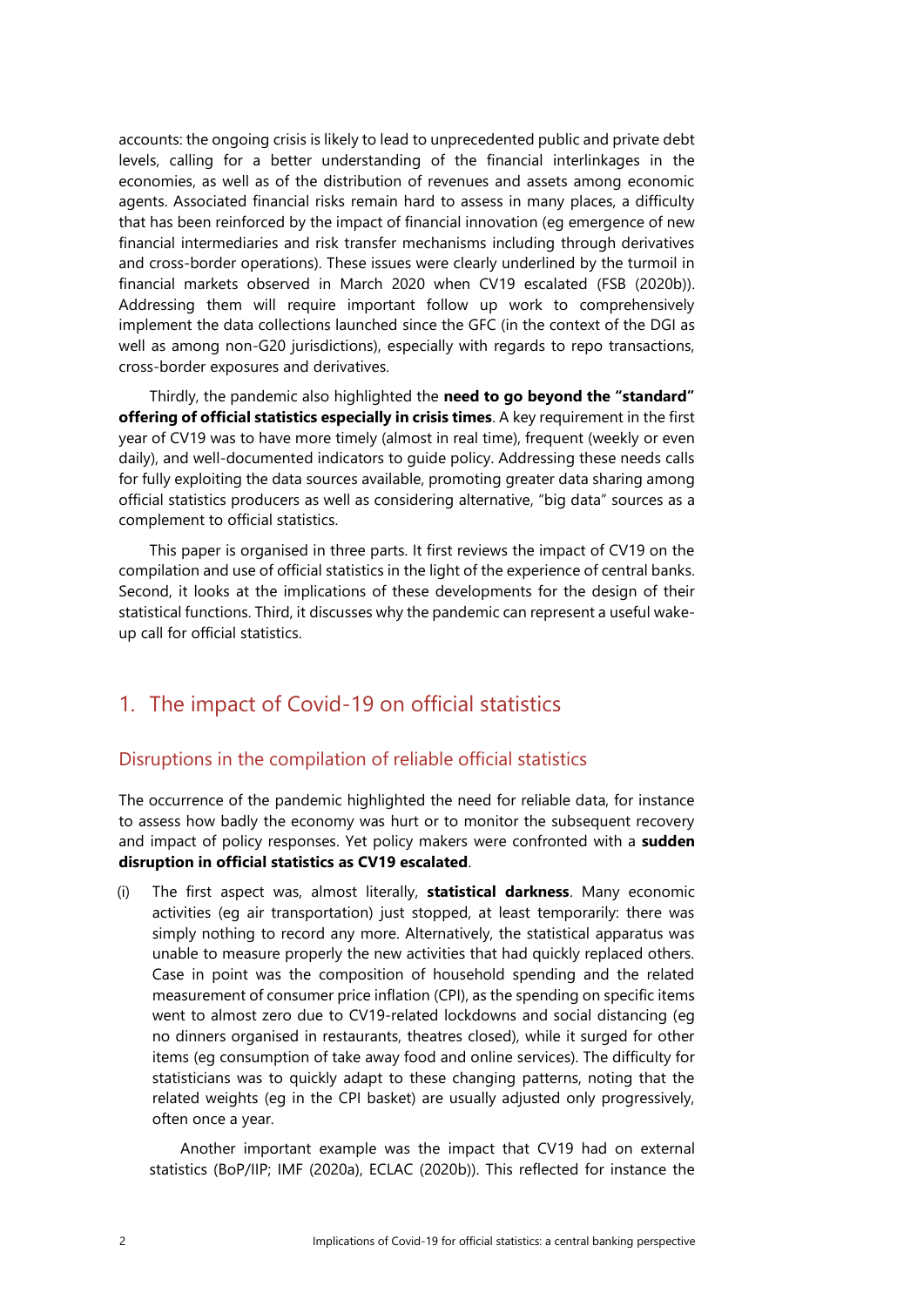accounts: the ongoing crisis is likely to lead to unprecedented public and private debt levels, calling for a better understanding of the financial interlinkages in the economies, as well as of the distribution of revenues and assets among economic agents. Associated financial risks remain hard to assess in many places, a difficulty that has been reinforced by the impact of financial innovation (eg emergence of new financial intermediaries and risk transfer mechanisms including through derivatives and cross-border operations). These issues were clearly underlined by the turmoil in financial markets observed in March 2020 when CV19 escalated (FSB (2020b)). Addressing them will require important follow up work to comprehensively implement the data collections launched since the GFC (in the context of the DGI as well as among non-G20 jurisdictions), especially with regards to repo transactions, cross-border exposures and derivatives.

Thirdly, the pandemic also highlighted the **need to go beyond the "standard" offering of official statistics especially in crisis times**. A key requirement in the first year of CV19 was to have more timely (almost in real time), frequent (weekly or even daily), and well-documented indicators to guide policy. Addressing these needs calls for fully exploiting the data sources available, promoting greater data sharing among official statistics producers as well as considering alternative, "big data" sources as a complement to official statistics.

This paper is organised in three parts. It first reviews the impact of CV19 on the compilation and use of official statistics in the light of the experience of central banks. Second, it looks at the implications of these developments for the design of their statistical functions. Third, it discusses why the pandemic can represent a useful wake-up call for official statistics.

## 1. The impact of Covid-19 on official statistics

### Disruptions in the compilation of reliable official statistics

The occurrence of the pandemic highlighted the need for reliable data, for instance to assess how badly the economy was hurt or to monitor the subsequent recovery and impact of policy responses. Yet policy makers were confronted with a **sudden disruption in official statistics as CV19 escalated**.

(i) The first aspect was, almost literally, **statistical darkness**. Many economic activities (eg air transportation) just stopped, at least temporarily: there was simply nothing to record any more. Alternatively, the statistical apparatus was unable to measure properly the new activities that had quickly replaced others. Case in point was the composition of household spending and the related measurement of consumer price inflation (CPI), as the spending on specific items went to almost zero due to CV19-related lockdowns and social distancing (eg no dinners organised in restaurants, theatres closed), while it surged for other items (eg consumption of take away food and online services). The difficulty for statisticians was to quickly adapt to these changing patterns, noting that the related weights (eg in the CPI basket) are usually adjusted only progressively, often once a year.

Another important example was the impact that CV19 had on external statistics (BoP/IIP; IMF (2020a), ECLAC (2020b)). This reflected for instance the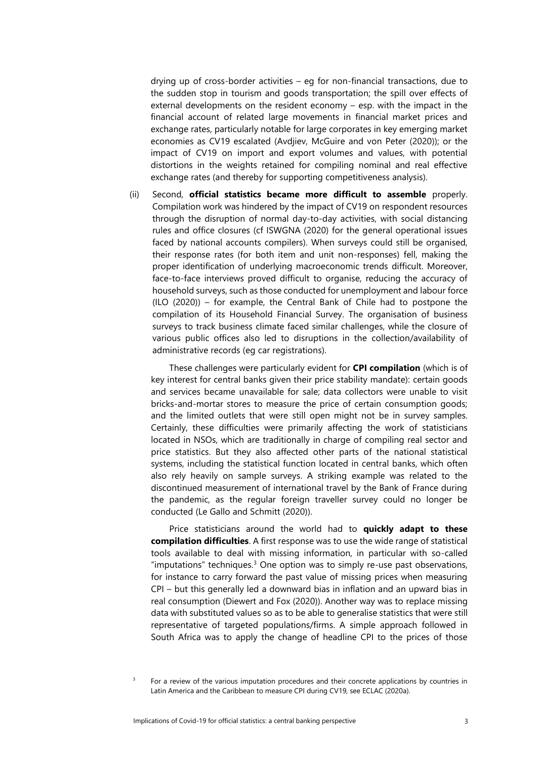drying up of cross-border activities – eg for non-financial transactions, due to the sudden stop in tourism and goods transportation; the spill over effects of external developments on the resident economy – esp. with the impact in the financial account of related large movements in financial market prices and exchange rates, particularly notable for large corporates in key emerging market economies as CV19 escalated (Avdjiev, McGuire and von Peter (2020)); or the impact of CV19 on import and export volumes and values, with potential distortions in the weights retained for compiling nominal and real effective exchange rates (and thereby for supporting competitiveness analysis).

(ii) Second, **official statistics became more difficult to assemble** properly. Compilation work was hindered by the impact of CV19 on respondent resources through the disruption of normal day-to-day activities, with social distancing rules and office closures (cf ISWGNA (2020) for the general operational issues faced by national accounts compilers). When surveys could still be organised, their response rates (for both item and unit non-responses) fell, making the proper identification of underlying macroeconomic trends difficult. Moreover, face-to-face interviews proved difficult to organise, reducing the accuracy of household surveys, such as those conducted for unemployment and labour force (ILO (2020)) – for example, the Central Bank of Chile had to postpone the compilation of its Household Financial Survey. The organisation of business surveys to track business climate faced similar challenges, while the closure of various public offices also led to disruptions in the collection/availability of administrative records (eg car registrations).

These challenges were particularly evident for **CPI compilation** (which is of key interest for central banks given their price stability mandate): certain goods and services became unavailable for sale; data collectors were unable to visit bricks-and-mortar stores to measure the price of certain consumption goods; and the limited outlets that were still open might not be in survey samples. Certainly, these difficulties were primarily affecting the work of statisticians located in NSOs, which are traditionally in charge of compiling real sector and price statistics. But they also affected other parts of the national statistical systems, including the statistical function located in central banks, which often also rely heavily on sample surveys. A striking example was related to the discontinued measurement of international travel by the Bank of France during the pandemic, as the regular foreign traveller survey could no longer be conducted (Le Gallo and Schmitt (2020)).

Price statisticians around the world had to **quickly adapt to these compilation difficulties**. A first response was to use the wide range of statistical tools available to deal with missing information, in particular with so-called "imputations" techniques.[3] One option was to simply re-use past observations, for instance to carry forward the past value of missing prices when measuring CPI – but this generally led a downward bias in inflation and an upward bias in real consumption (Diewert and Fox (2020)). Another way was to replace missing data with substituted values so as to be able to generalise statistics that were still representative of targeted populations/firms. A simple approach followed in South Africa was to apply the change of headline CPI to the prices of those

[3] For a review of the various imputation procedures and their concrete applications by countries in Latin America and the Caribbean to measure CPI during CV19, see ECLAC (2020a).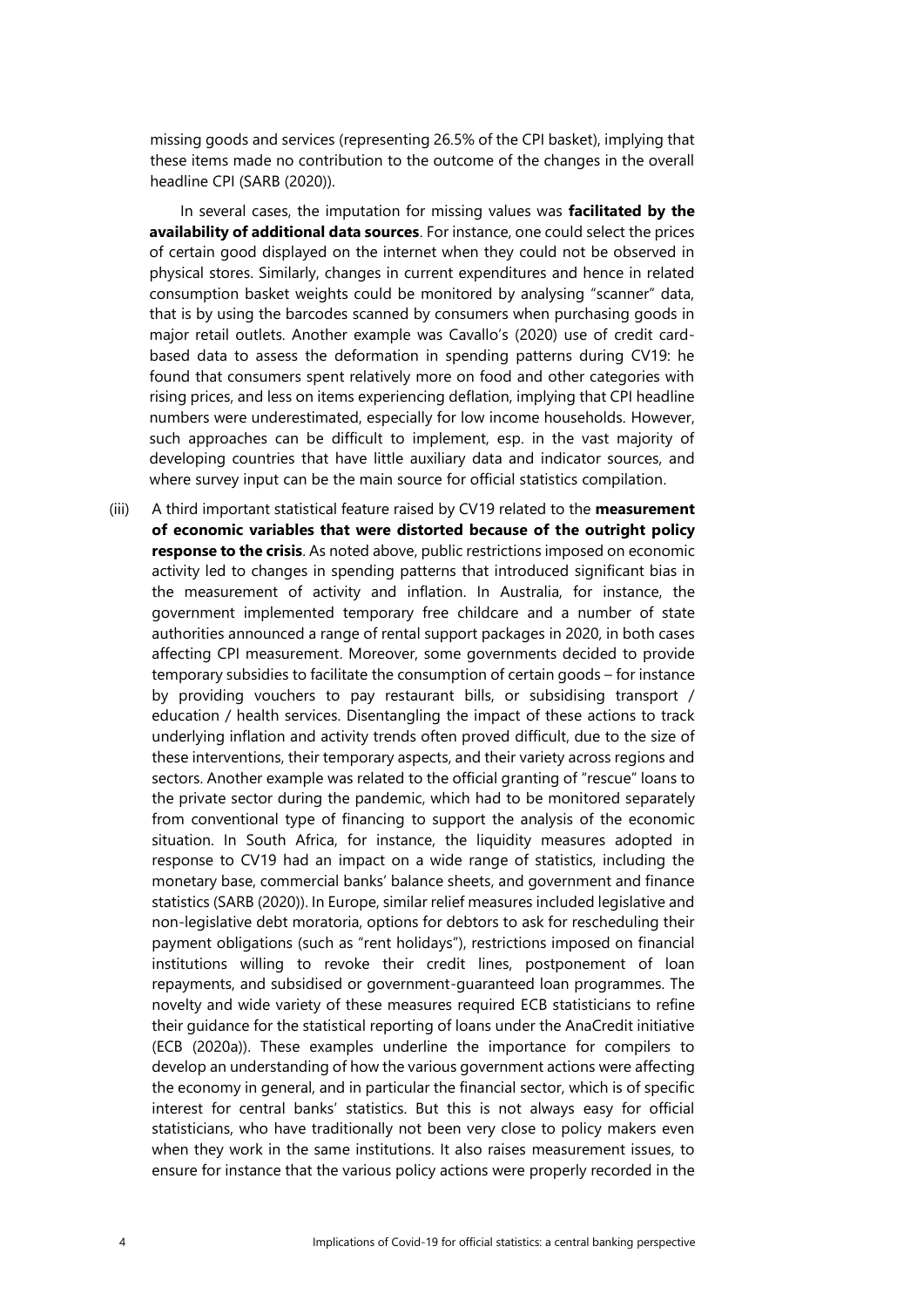missing goods and services (representing 26.5% of the CPI basket), implying that these items made no contribution to the outcome of the changes in the overall headline CPI (SARB (2020)).

In several cases, the imputation for missing values was **facilitated by the availability of additional data sources**. For instance, one could select the prices of certain good displayed on the internet when they could not be observed in physical stores. Similarly, changes in current expenditures and hence in related consumption basket weights could be monitored by analysing "scanner" data, that is by using the barcodes scanned by consumers when purchasing goods in major retail outlets. Another example was Cavallo's (2020) use of credit card-based data to assess the deformation in spending patterns during CV19: he found that consumers spent relatively more on food and other categories with rising prices, and less on items experiencing deflation, implying that CPI headline numbers were underestimated, especially for low income households. However, such approaches can be difficult to implement, esp. in the vast majority of developing countries that have little auxiliary data and indicator sources, and where survey input can be the main source for official statistics compilation.

(iii) A third important statistical feature raised by CV19 related to the **measurement of economic variables that were distorted because of the outright policy response to the crisis**. As noted above, public restrictions imposed on economic activity led to changes in spending patterns that introduced significant bias in the measurement of activity and inflation. In Australia, for instance, the government implemented temporary free childcare and a number of state authorities announced a range of rental support packages in 2020, in both cases affecting CPI measurement. Moreover, some governments decided to provide temporary subsidies to facilitate the consumption of certain goods – for instance by providing vouchers to pay restaurant bills, or subsidising transport / education / health services. Disentangling the impact of these actions to track underlying inflation and activity trends often proved difficult, due to the size of these interventions, their temporary aspects, and their variety across regions and sectors. Another example was related to the official granting of "rescue" loans to the private sector during the pandemic, which had to be monitored separately from conventional type of financing to support the analysis of the economic situation. In South Africa, for instance, the liquidity measures adopted in response to CV19 had an impact on a wide range of statistics, including the monetary base, commercial banks' balance sheets, and government and finance statistics (SARB (2020)). In Europe, similar relief measures included legislative and non-legislative debt moratoria, options for debtors to ask for rescheduling their payment obligations (such as "rent holidays"), restrictions imposed on financial institutions willing to revoke their credit lines, postponement of loan repayments, and subsidised or government-guaranteed loan programmes. The novelty and wide variety of these measures required ECB statisticians to refine their guidance for the statistical reporting of loans under the AnaCredit initiative (ECB (2020a)). These examples underline the importance for compilers to develop an understanding of how the various government actions were affecting the economy in general, and in particular the financial sector, which is of specific interest for central banks' statistics. But this is not always easy for official statisticians, who have traditionally not been very close to policy makers even when they work in the same institutions. It also raises measurement issues, to ensure for instance that the various policy actions were properly recorded in the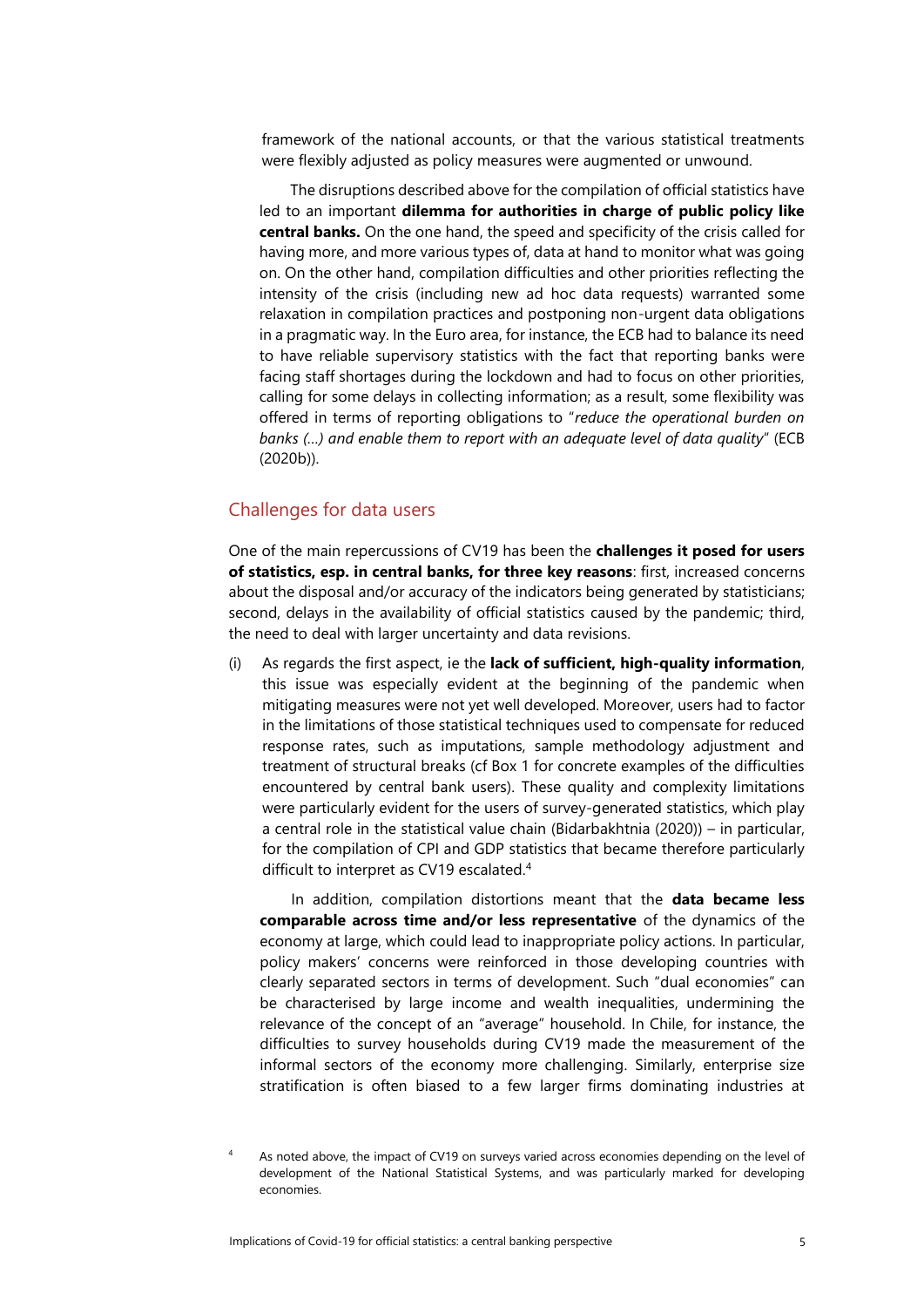framework of the national accounts, or that the various statistical treatments were flexibly adjusted as policy measures were augmented or unwound.

The disruptions described above for the compilation of official statistics have led to an important **dilemma for authorities in charge of public policy like central banks.** On the one hand, the speed and specificity of the crisis called for having more, and more various types of, data at hand to monitor what was going on. On the other hand, compilation difficulties and other priorities reflecting the intensity of the crisis (including new ad hoc data requests) warranted some relaxation in compilation practices and postponing non-urgent data obligations in a pragmatic way. In the Euro area, for instance, the ECB had to balance its need to have reliable supervisory statistics with the fact that reporting banks were facing staff shortages during the lockdown and had to focus on other priorities, calling for some delays in collecting information; as a result, some flexibility was offered in terms of reporting obligations to "*reduce the operational burden on banks (…) and enable them to report with an adequate level of data quality*" (ECB (2020b)).

## Challenges for data users

One of the main repercussions of CV19 has been the **challenges it posed for users of statistics, esp. in central banks, for three key reasons**: first, increased concerns about the disposal and/or accuracy of the indicators being generated by statisticians; second, delays in the availability of official statistics caused by the pandemic; third, the need to deal with larger uncertainty and data revisions.

(i) As regards the first aspect, ie the **lack of sufficient, high-quality information**, this issue was especially evident at the beginning of the pandemic when mitigating measures were not yet well developed. Moreover, users had to factor in the limitations of those statistical techniques used to compensate for reduced response rates, such as imputations, sample methodology adjustment and treatment of structural breaks (cf Box 1 for concrete examples of the difficulties encountered by central bank users). These quality and complexity limitations were particularly evident for the users of survey-generated statistics, which play a central role in the statistical value chain (Bidarbakhtnia (2020)) – in particular, for the compilation of CPI and GDP statistics that became therefore particularly difficult to interpret as CV19 escalated.[4]

In addition, compilation distortions meant that the **data became less comparable across time and/or less representative** of the dynamics of the economy at large, which could lead to inappropriate policy actions. In particular, policy makers' concerns were reinforced in those developing countries with clearly separated sectors in terms of development. Such "dual economies" can be characterised by large income and wealth inequalities, undermining the relevance of the concept of an "average" household. In Chile, for instance, the difficulties to survey households during CV19 made the measurement of the informal sectors of the economy more challenging. Similarly, enterprise size stratification is often biased to a few larger firms dominating industries at

[4] As noted above, the impact of CV19 on surveys varied across economies depending on the level of development of the National Statistical Systems, and was particularly marked for developing economies.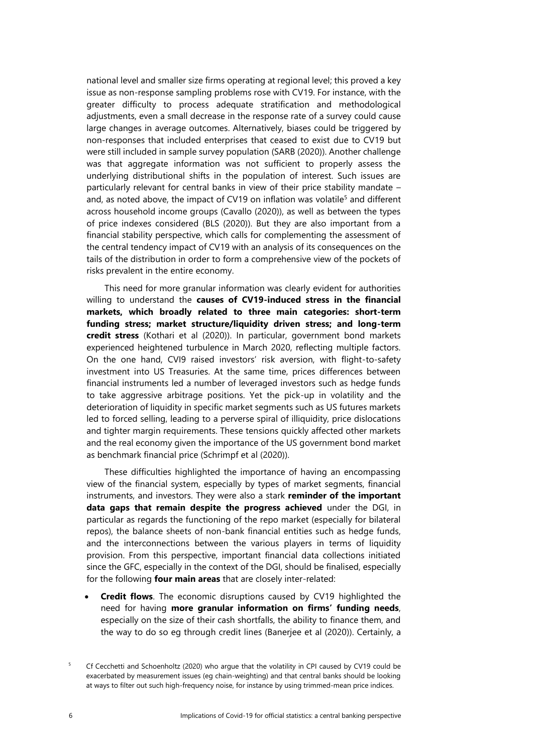national level and smaller size firms operating at regional level; this proved a key issue as non-response sampling problems rose with CV19. For instance, with the greater difficulty to process adequate stratification and methodological adjustments, even a small decrease in the response rate of a survey could cause large changes in average outcomes. Alternatively, biases could be triggered by non-responses that included enterprises that ceased to exist due to CV19 but were still included in sample survey population (SARB (2020)). Another challenge was that aggregate information was not sufficient to properly assess the underlying distributional shifts in the population of interest. Such issues are particularly relevant for central banks in view of their price stability mandate – and, as noted above, the impact of CV19 on inflation was volatile[5] and different across household income groups (Cavallo (2020)), as well as between the types of price indexes considered (BLS (2020)). But they are also important from a financial stability perspective, which calls for complementing the assessment of the central tendency impact of CV19 with an analysis of its consequences on the tails of the distribution in order to form a comprehensive view of the pockets of risks prevalent in the entire economy.

This need for more granular information was clearly evident for authorities willing to understand the **causes of CV19-induced stress in the financial markets, which broadly related to three main categories: short-term funding stress; market structure/liquidity driven stress; and long-term credit stress** (Kothari et al (2020)). In particular, government bond markets experienced heightened turbulence in March 2020, reflecting multiple factors. On the one hand, CVI9 raised investors' risk aversion, with flight-to-safety investment into US Treasuries. At the same time, prices differences between financial instruments led a number of leveraged investors such as hedge funds to take aggressive arbitrage positions. Yet the pick-up in volatility and the deterioration of liquidity in specific market segments such as US futures markets led to forced selling, leading to a perverse spiral of illiquidity, price dislocations and tighter margin requirements. These tensions quickly affected other markets and the real economy given the importance of the US government bond market as benchmark financial price (Schrimpf et al (2020)).

These difficulties highlighted the importance of having an encompassing view of the financial system, especially by types of market segments, financial instruments, and investors. They were also a stark **reminder of the important data gaps that remain despite the progress achieved** under the DGI, in particular as regards the functioning of the repo market (especially for bilateral repos), the balance sheets of non-bank financial entities such as hedge funds, and the interconnections between the various players in terms of liquidity provision. From this perspective, important financial data collections initiated since the GFC, especially in the context of the DGI, should be finalised, especially for the following **four main areas** that are closely inter-related:

- **Credit flows**. The economic disruptions caused by CV19 highlighted the need for having **more granular information on firms' funding needs**, especially on the size of their cash shortfalls, the ability to finance them, and the way to do so eg through credit lines (Banerjee et al (2020)). Certainly, a

[5] Cf Cecchetti and Schoenholtz (2020) who argue that the volatility in CPI caused by CV19 could be exacerbated by measurement issues (eg chain-weighting) and that central banks should be looking at ways to filter out such high-frequency noise, for instance by using trimmed-mean price indices.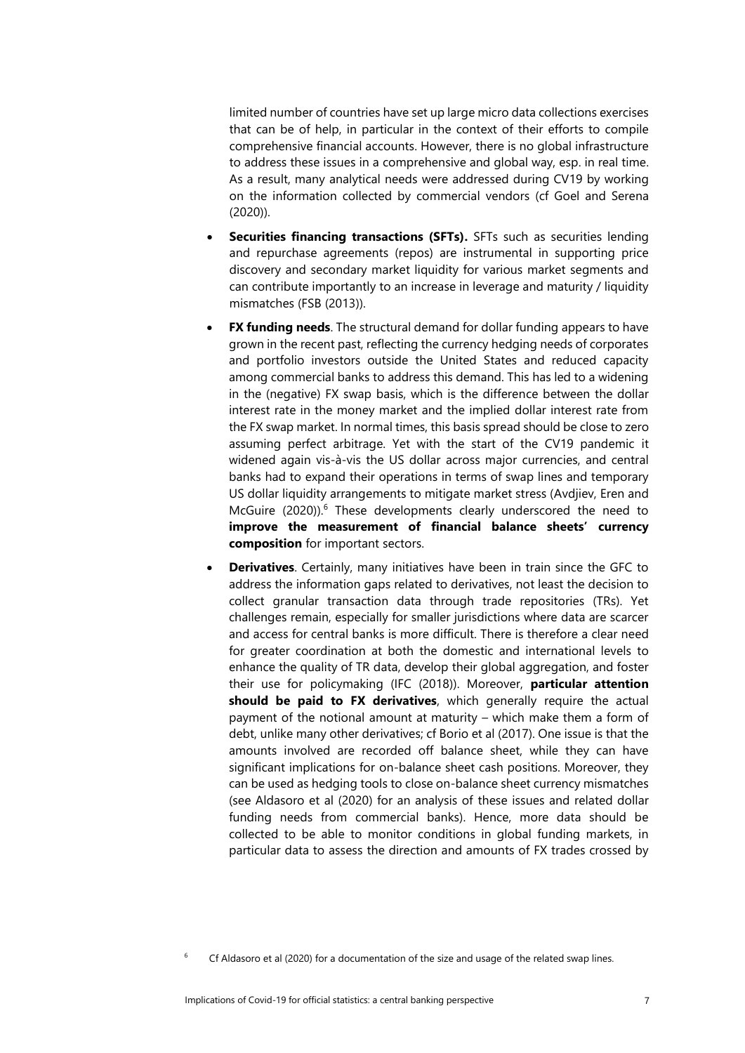limited number of countries have set up large micro data collections exercises that can be of help, in particular in the context of their efforts to compile comprehensive financial accounts. However, there is no global infrastructure to address these issues in a comprehensive and global way, esp. in real time. As a result, many analytical needs were addressed during CV19 by working on the information collected by commercial vendors (cf Goel and Serena (2020)).

- **Securities financing transactions (SFTs).** SFTs such as securities lending and repurchase agreements (repos) are instrumental in supporting price discovery and secondary market liquidity for various market segments and can contribute importantly to an increase in leverage and maturity / liquidity mismatches (FSB (2013)).
- **FX funding needs**. The structural demand for dollar funding appears to have grown in the recent past, reflecting the currency hedging needs of corporates and portfolio investors outside the United States and reduced capacity among commercial banks to address this demand. This has led to a widening in the (negative) FX swap basis, which is the difference between the dollar interest rate in the money market and the implied dollar interest rate from the FX swap market. In normal times, this basis spread should be close to zero assuming perfect arbitrage. Yet with the start of the CV19 pandemic it widened again vis-à-vis the US dollar across major currencies, and central banks had to expand their operations in terms of swap lines and temporary US dollar liquidity arrangements to mitigate market stress (Avdjiev, Eren and McGuire (2020)).[6] These developments clearly underscored the need to **improve the measurement of financial balance sheets' currency composition** for important sectors.
- **Derivatives**. Certainly, many initiatives have been in train since the GFC to address the information gaps related to derivatives, not least the decision to collect granular transaction data through trade repositories (TRs). Yet challenges remain, especially for smaller jurisdictions where data are scarcer and access for central banks is more difficult. There is therefore a clear need for greater coordination at both the domestic and international levels to enhance the quality of TR data, develop their global aggregation, and foster their use for policymaking (IFC (2018)). Moreover, **particular attention should be paid to FX derivatives**, which generally require the actual payment of the notional amount at maturity – which make them a form of debt, unlike many other derivatives; cf Borio et al (2017). One issue is that the amounts involved are recorded off balance sheet, while they can have significant implications for on-balance sheet cash positions. Moreover, they can be used as hedging tools to close on-balance sheet currency mismatches (see Aldasoro et al (2020) for an analysis of these issues and related dollar funding needs from commercial banks). Hence, more data should be collected to be able to monitor conditions in global funding markets, in particular data to assess the direction and amounts of FX trades crossed by

[6] Cf Aldasoro et al (2020) for a documentation of the size and usage of the related swap lines.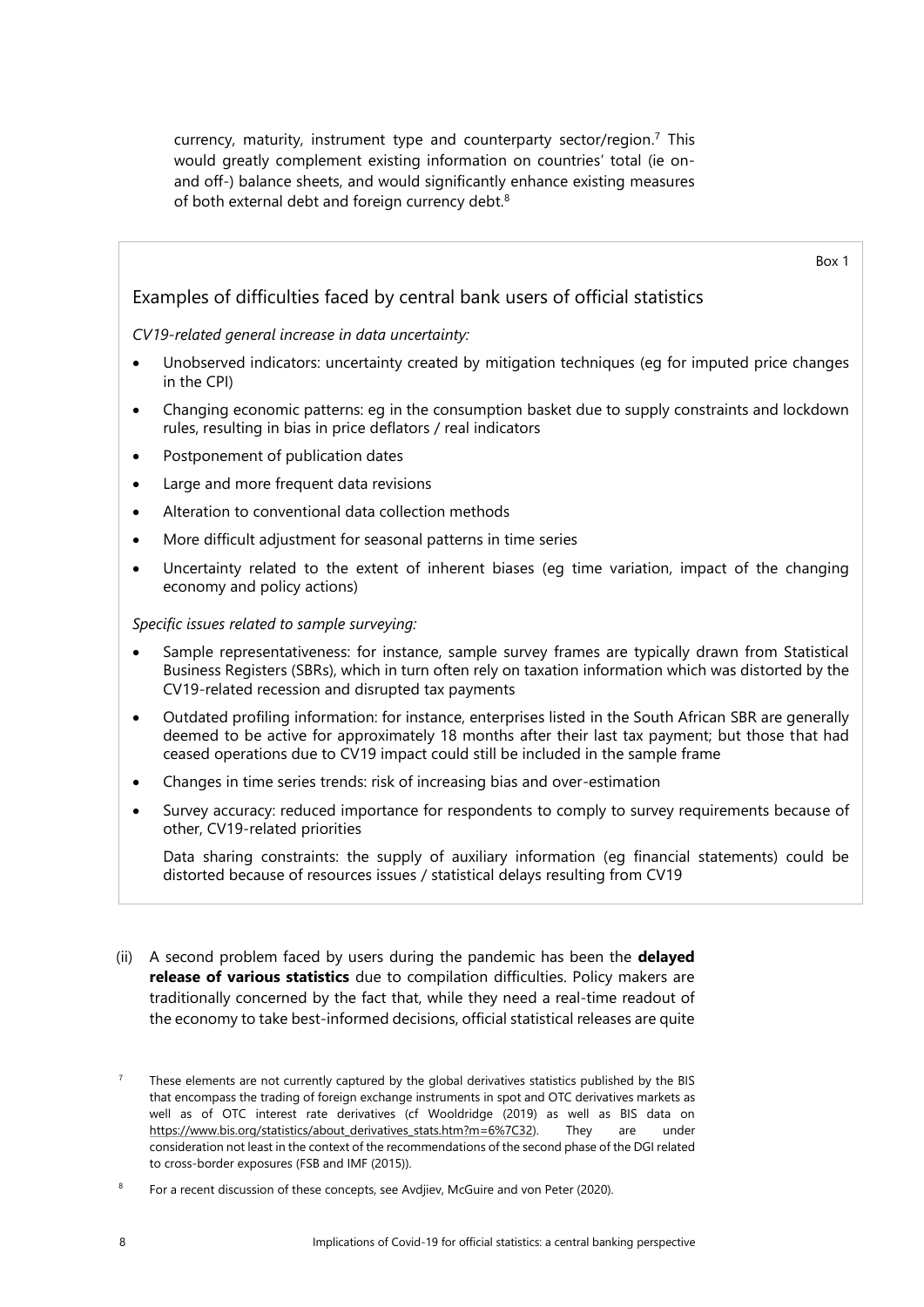currency, maturity, instrument type and counterparty sector/region.[7] This would greatly complement existing information on countries' total (ie on- and off-) balance sheets, and would significantly enhance existing measures of both external debt and foreign currency debt.[8]

Box 1

### Examples of difficulties faced by central bank users of official statistics

*CV19-related general increase in data uncertainty:*

- Unobserved indicators: uncertainty created by mitigation techniques (eg for imputed price changes in the CPI)
- Changing economic patterns: eg in the consumption basket due to supply constraints and lockdown rules, resulting in bias in price deflators / real indicators
- Postponement of publication dates
- Large and more frequent data revisions
- Alteration to conventional data collection methods
- More difficult adjustment for seasonal patterns in time series
- Uncertainty related to the extent of inherent biases (eg time variation, impact of the changing economy and policy actions)

*Specific issues related to sample surveying:*

- Sample representativeness: for instance, sample survey frames are typically drawn from Statistical Business Registers (SBRs), which in turn often rely on taxation information which was distorted by the CV19-related recession and disrupted tax payments
- Outdated profiling information: for instance, enterprises listed in the South African SBR are generally deemed to be active for approximately 18 months after their last tax payment; but those that had ceased operations due to CV19 impact could still be included in the sample frame
- Changes in time series trends: risk of increasing bias and over-estimation
- Survey accuracy: reduced importance for respondents to comply to survey requirements because of other, CV19-related priorities

  Data sharing constraints: the supply of auxiliary information (eg financial statements) could be distorted because of resources issues / statistical delays resulting from CV19

(ii) A second problem faced by users during the pandemic has been the **delayed release of various statistics** due to compilation difficulties. Policy makers are traditionally concerned by the fact that, while they need a real-time readout of the economy to take best-informed decisions, official statistical releases are quite

[7] These elements are not currently captured by the global derivatives statistics published by the BIS that encompass the trading of foreign exchange instruments in spot and OTC derivatives markets as well as of OTC interest rate derivatives (cf Wooldridge (2019) as well as BIS data on https://www.bis.org/statistics/about_derivatives_stats.htm?m=6%7C32). They are under consideration not least in the context of the recommendations of the second phase of the DGI related to cross-border exposures (FSB and IMF (2015)).

[8] For a recent discussion of these concepts, see Avdjiev, McGuire and von Peter (2020).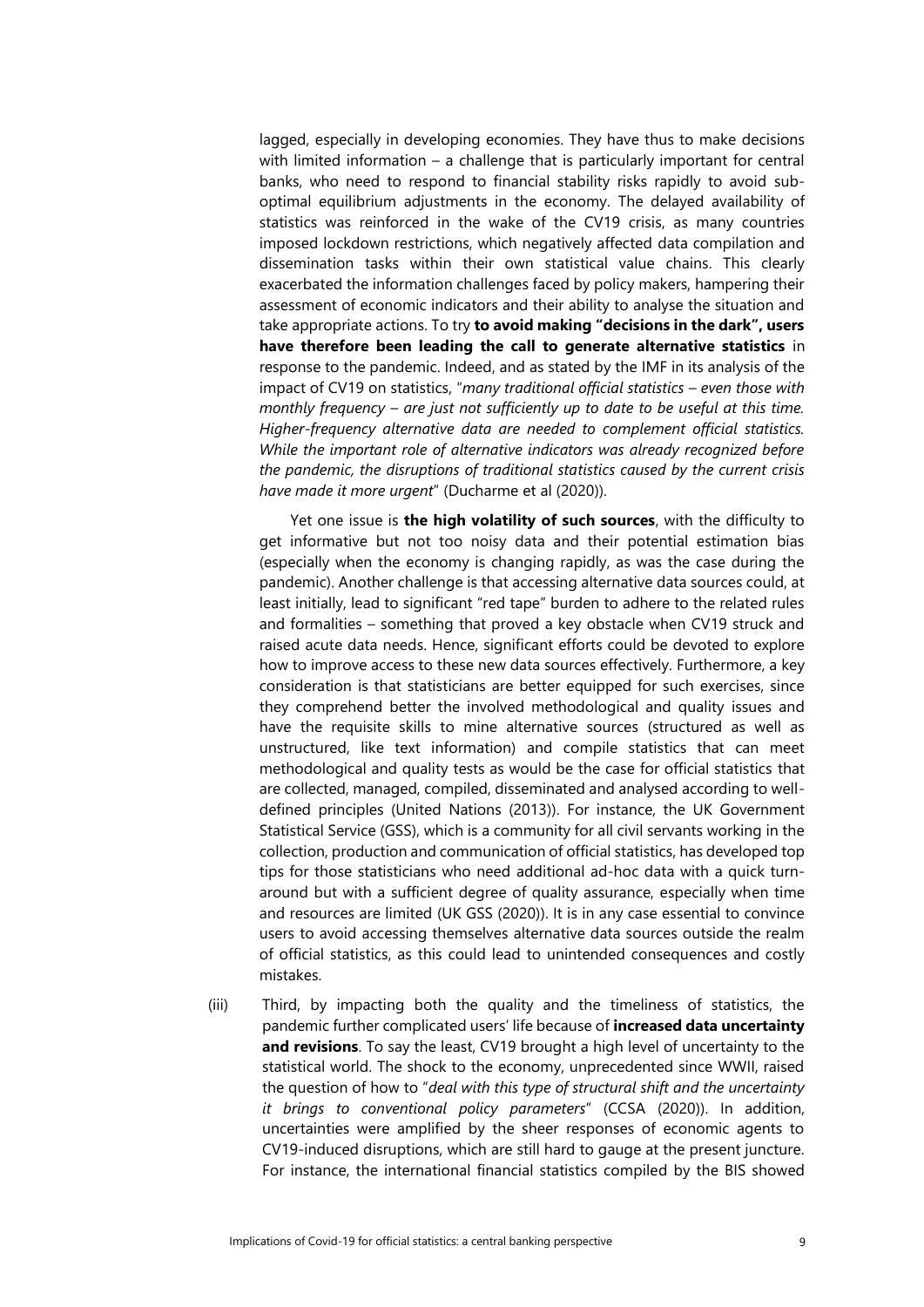lagged, especially in developing economies. They have thus to make decisions with limited information – a challenge that is particularly important for central banks, who need to respond to financial stability risks rapidly to avoid sub-optimal equilibrium adjustments in the economy. The delayed availability of statistics was reinforced in the wake of the CV19 crisis, as many countries imposed lockdown restrictions, which negatively affected data compilation and dissemination tasks within their own statistical value chains. This clearly exacerbated the information challenges faced by policy makers, hampering their assessment of economic indicators and their ability to analyse the situation and take appropriate actions. To try **to avoid making "decisions in the dark", users have therefore been leading the call to generate alternative statistics** in response to the pandemic. Indeed, and as stated by the IMF in its analysis of the impact of CV19 on statistics, "*many traditional official statistics – even those with monthly frequency – are just not sufficiently up to date to be useful at this time. Higher-frequency alternative data are needed to complement official statistics. While the important role of alternative indicators was already recognized before the pandemic, the disruptions of traditional statistics caused by the current crisis have made it more urgent*" (Ducharme et al (2020)).

Yet one issue is **the high volatility of such sources**, with the difficulty to get informative but not too noisy data and their potential estimation bias (especially when the economy is changing rapidly, as was the case during the pandemic). Another challenge is that accessing alternative data sources could, at least initially, lead to significant "red tape" burden to adhere to the related rules and formalities – something that proved a key obstacle when CV19 struck and raised acute data needs. Hence, significant efforts could be devoted to explore how to improve access to these new data sources effectively. Furthermore, a key consideration is that statisticians are better equipped for such exercises, since they comprehend better the involved methodological and quality issues and have the requisite skills to mine alternative sources (structured as well as unstructured, like text information) and compile statistics that can meet methodological and quality tests as would be the case for official statistics that are collected, managed, compiled, disseminated and analysed according to well-defined principles (United Nations (2013)). For instance, the UK Government Statistical Service (GSS), which is a community for all civil servants working in the collection, production and communication of official statistics, has developed top tips for those statisticians who need additional ad-hoc data with a quick turn-around but with a sufficient degree of quality assurance, especially when time and resources are limited (UK GSS (2020)). It is in any case essential to convince users to avoid accessing themselves alternative data sources outside the realm of official statistics, as this could lead to unintended consequences and costly mistakes.

(iii) Third, by impacting both the quality and the timeliness of statistics, the pandemic further complicated users' life because of **increased data uncertainty and revisions**. To say the least, CV19 brought a high level of uncertainty to the statistical world. The shock to the economy, unprecedented since WWII, raised the question of how to "*deal with this type of structural shift and the uncertainty it brings to conventional policy parameters*" (CCSA (2020)). In addition, uncertainties were amplified by the sheer responses of economic agents to CV19-induced disruptions, which are still hard to gauge at the present juncture. For instance, the international financial statistics compiled by the BIS showed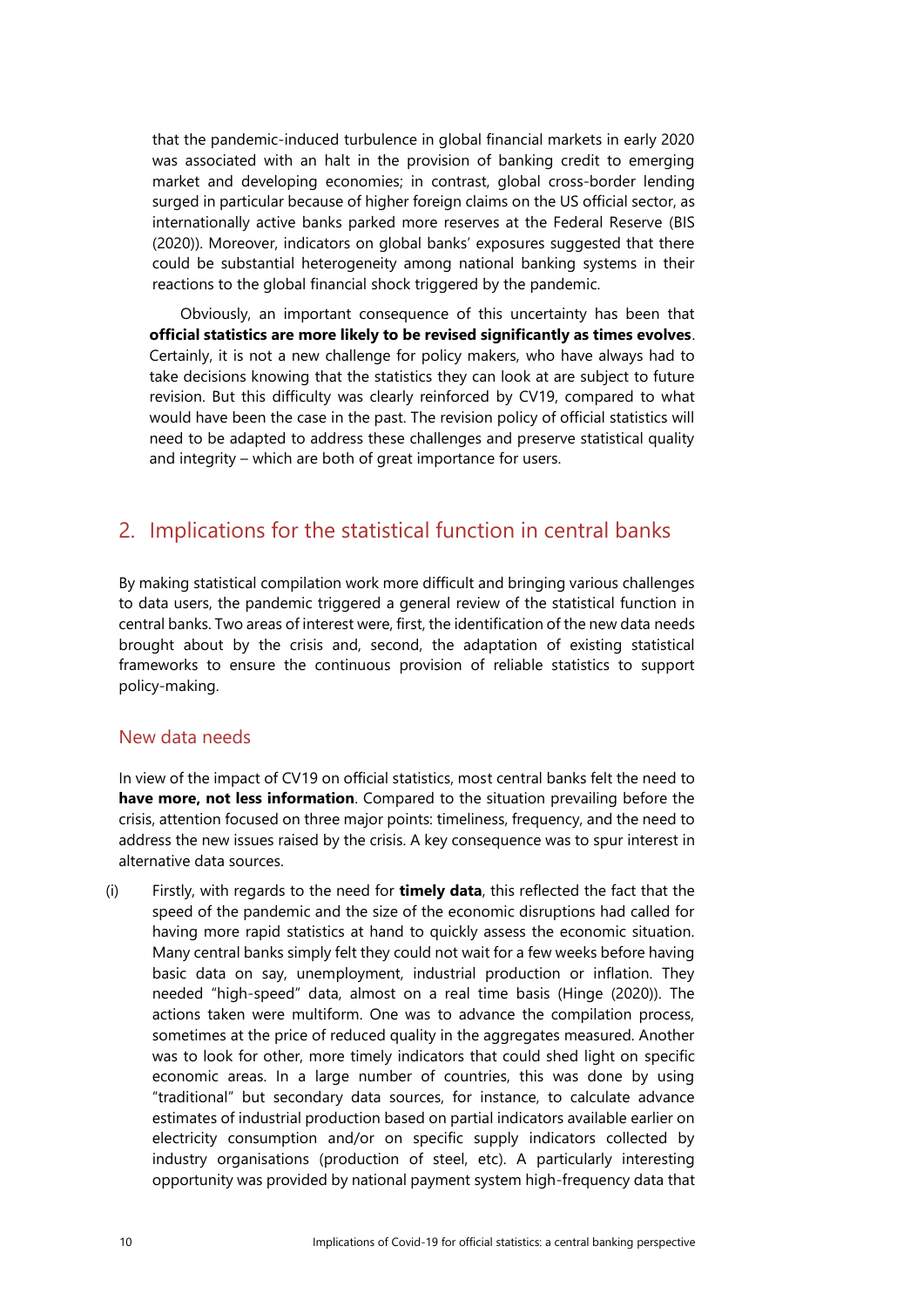that the pandemic-induced turbulence in global financial markets in early 2020 was associated with an halt in the provision of banking credit to emerging market and developing economies; in contrast, global cross-border lending surged in particular because of higher foreign claims on the US official sector, as internationally active banks parked more reserves at the Federal Reserve (BIS (2020)). Moreover, indicators on global banks' exposures suggested that there could be substantial heterogeneity among national banking systems in their reactions to the global financial shock triggered by the pandemic.

Obviously, an important consequence of this uncertainty has been that **official statistics are more likely to be revised significantly as times evolves**. Certainly, it is not a new challenge for policy makers, who have always had to take decisions knowing that the statistics they can look at are subject to future revision. But this difficulty was clearly reinforced by CV19, compared to what would have been the case in the past. The revision policy of official statistics will need to be adapted to address these challenges and preserve statistical quality and integrity – which are both of great importance for users.

## 2. Implications for the statistical function in central banks

By making statistical compilation work more difficult and bringing various challenges to data users, the pandemic triggered a general review of the statistical function in central banks. Two areas of interest were, first, the identification of the new data needs brought about by the crisis and, second, the adaptation of existing statistical frameworks to ensure the continuous provision of reliable statistics to support policy-making.

### New data needs

In view of the impact of CV19 on official statistics, most central banks felt the need to **have more, not less information**. Compared to the situation prevailing before the crisis, attention focused on three major points: timeliness, frequency, and the need to address the new issues raised by the crisis. A key consequence was to spur interest in alternative data sources.

(i) Firstly, with regards to the need for **timely data**, this reflected the fact that the speed of the pandemic and the size of the economic disruptions had called for having more rapid statistics at hand to quickly assess the economic situation. Many central banks simply felt they could not wait for a few weeks before having basic data on say, unemployment, industrial production or inflation. They needed "high-speed" data, almost on a real time basis (Hinge (2020)). The actions taken were multiform. One was to advance the compilation process, sometimes at the price of reduced quality in the aggregates measured. Another was to look for other, more timely indicators that could shed light on specific economic areas. In a large number of countries, this was done by using "traditional" but secondary data sources, for instance, to calculate advance estimates of industrial production based on partial indicators available earlier on electricity consumption and/or on specific supply indicators collected by industry organisations (production of steel, etc). A particularly interesting opportunity was provided by national payment system high-frequency data that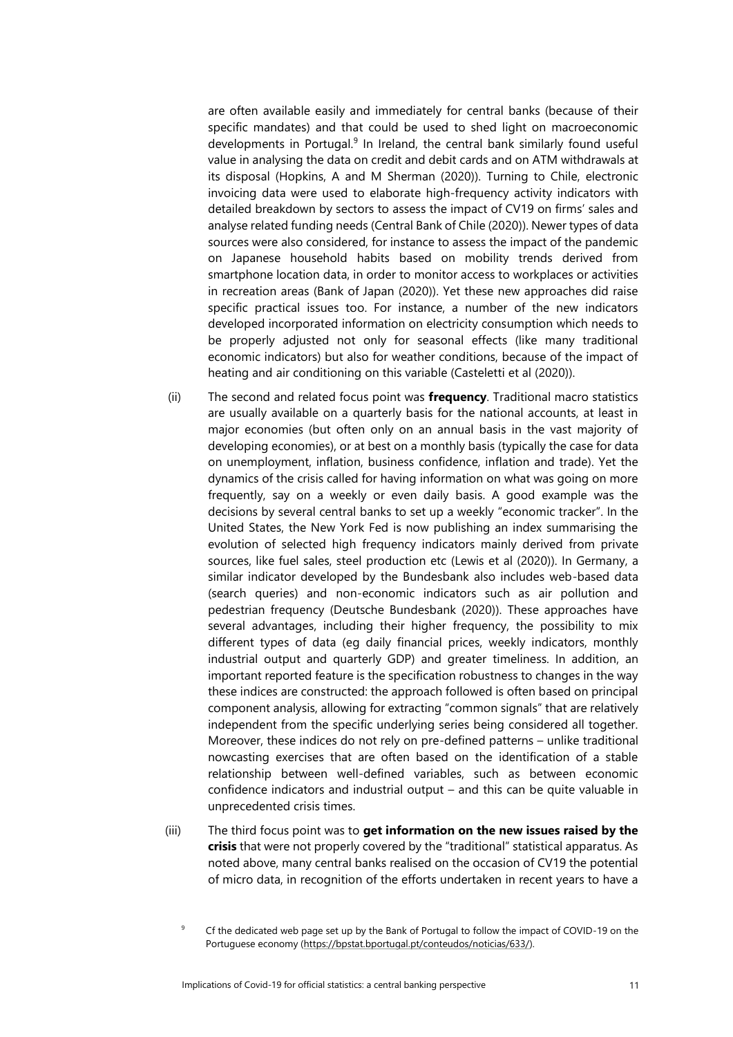are often available easily and immediately for central banks (because of their specific mandates) and that could be used to shed light on macroeconomic developments in Portugal.[9] In Ireland, the central bank similarly found useful value in analysing the data on credit and debit cards and on ATM withdrawals at its disposal (Hopkins, A and M Sherman (2020)). Turning to Chile, electronic invoicing data were used to elaborate high-frequency activity indicators with detailed breakdown by sectors to assess the impact of CV19 on firms' sales and analyse related funding needs (Central Bank of Chile (2020)). Newer types of data sources were also considered, for instance to assess the impact of the pandemic on Japanese household habits based on mobility trends derived from smartphone location data, in order to monitor access to workplaces or activities in recreation areas (Bank of Japan (2020)). Yet these new approaches did raise specific practical issues too. For instance, a number of the new indicators developed incorporated information on electricity consumption which needs to be properly adjusted not only for seasonal effects (like many traditional economic indicators) but also for weather conditions, because of the impact of heating and air conditioning on this variable (Casteletti et al (2020)).

(ii) The second and related focus point was **frequency**. Traditional macro statistics are usually available on a quarterly basis for the national accounts, at least in major economies (but often only on an annual basis in the vast majority of developing economies), or at best on a monthly basis (typically the case for data on unemployment, inflation, business confidence, inflation and trade). Yet the dynamics of the crisis called for having information on what was going on more frequently, say on a weekly or even daily basis. A good example was the decisions by several central banks to set up a weekly "economic tracker". In the United States, the New York Fed is now publishing an index summarising the evolution of selected high frequency indicators mainly derived from private sources, like fuel sales, steel production etc (Lewis et al (2020)). In Germany, a similar indicator developed by the Bundesbank also includes web-based data (search queries) and non-economic indicators such as air pollution and pedestrian frequency (Deutsche Bundesbank (2020)). These approaches have several advantages, including their higher frequency, the possibility to mix different types of data (eg daily financial prices, weekly indicators, monthly industrial output and quarterly GDP) and greater timeliness. In addition, an important reported feature is the specification robustness to changes in the way these indices are constructed: the approach followed is often based on principal component analysis, allowing for extracting "common signals" that are relatively independent from the specific underlying series being considered all together. Moreover, these indices do not rely on pre-defined patterns – unlike traditional nowcasting exercises that are often based on the identification of a stable relationship between well-defined variables, such as between economic confidence indicators and industrial output – and this can be quite valuable in unprecedented crisis times.

(iii) The third focus point was to **get information on the new issues raised by the crisis** that were not properly covered by the "traditional" statistical apparatus. As noted above, many central banks realised on the occasion of CV19 the potential of micro data, in recognition of the efforts undertaken in recent years to have a

[9] Cf the dedicated web page set up by the Bank of Portugal to follow the impact of COVID-19 on the Portuguese economy (https://bpstat.bportugal.pt/conteudos/noticias/633/).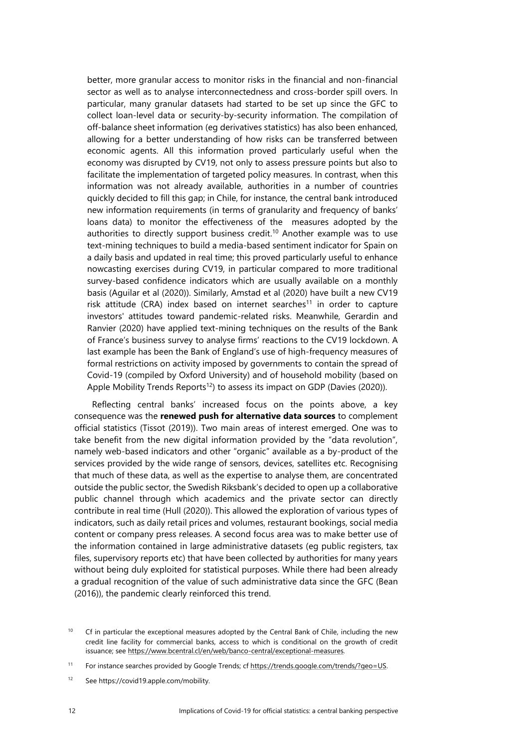better, more granular access to monitor risks in the financial and non-financial sector as well as to analyse interconnectedness and cross-border spill overs. In particular, many granular datasets had started to be set up since the GFC to collect loan-level data or security-by-security information. The compilation of off-balance sheet information (eg derivatives statistics) has also been enhanced, allowing for a better understanding of how risks can be transferred between economic agents. All this information proved particularly useful when the economy was disrupted by CV19, not only to assess pressure points but also to facilitate the implementation of targeted policy measures. In contrast, when this information was not already available, authorities in a number of countries quickly decided to fill this gap; in Chile, for instance, the central bank introduced new information requirements (in terms of granularity and frequency of banks' loans data) to monitor the effectiveness of the measures adopted by the authorities to directly support business credit.[10] Another example was to use text-mining techniques to build a media-based sentiment indicator for Spain on a daily basis and updated in real time; this proved particularly useful to enhance nowcasting exercises during CV19, in particular compared to more traditional survey-based confidence indicators which are usually available on a monthly basis (Aguilar et al (2020)). Similarly, Amstad et al (2020) have built a new CV19 risk attitude (CRA) index based on internet searches[11] in order to capture investors' attitudes toward pandemic-related risks. Meanwhile, Gerardin and Ranvier (2020) have applied text-mining techniques on the results of the Bank of France's business survey to analyse firms' reactions to the CV19 lockdown. A last example has been the Bank of England's use of high-frequency measures of formal restrictions on activity imposed by governments to contain the spread of Covid-19 (compiled by Oxford University) and of household mobility (based on Apple Mobility Trends Reports[12]) to assess its impact on GDP (Davies (2020)).

Reflecting central banks' increased focus on the points above, a key consequence was the **renewed push for alternative data sources** to complement official statistics (Tissot (2019)). Two main areas of interest emerged. One was to take benefit from the new digital information provided by the "data revolution", namely web-based indicators and other "organic" available as a by-product of the services provided by the wide range of sensors, devices, satellites etc. Recognising that much of these data, as well as the expertise to analyse them, are concentrated outside the public sector, the Swedish Riksbank's decided to open up a collaborative public channel through which academics and the private sector can directly contribute in real time (Hull (2020)). This allowed the exploration of various types of indicators, such as daily retail prices and volumes, restaurant bookings, social media content or company press releases. A second focus area was to make better use of the information contained in large administrative datasets (eg public registers, tax files, supervisory reports etc) that have been collected by authorities for many years without being duly exploited for statistical purposes. While there had been already a gradual recognition of the value of such administrative data since the GFC (Bean (2016)), the pandemic clearly reinforced this trend.

[10] Cf in particular the exceptional measures adopted by the Central Bank of Chile, including the new credit line facility for commercial banks, access to which is conditional on the growth of credit issuance; see https://www.bcentral.cl/en/web/banco-central/exceptional-measures.

[11] For instance searches provided by Google Trends; cf https://trends.google.com/trends/?geo=US.

[12] See https://covid19.apple.com/mobility.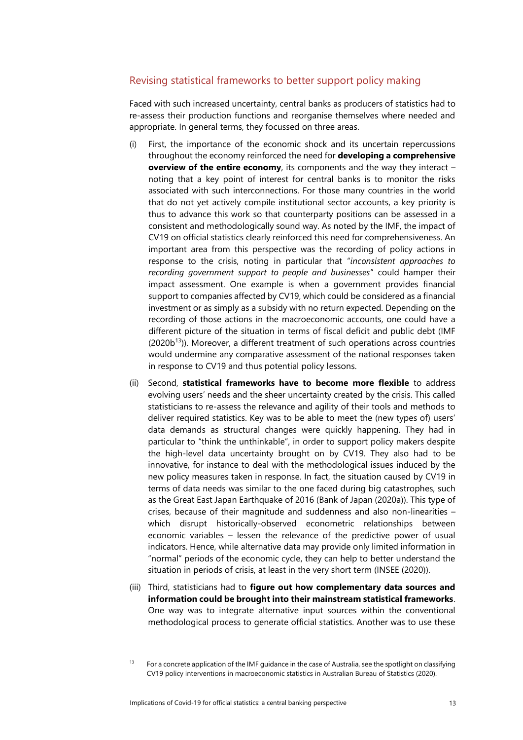## Revising statistical frameworks to better support policy making

Faced with such increased uncertainty, central banks as producers of statistics had to re-assess their production functions and reorganise themselves where needed and appropriate. In general terms, they focussed on three areas.

(i) First, the importance of the economic shock and its uncertain repercussions throughout the economy reinforced the need for **developing a comprehensive overview of the entire economy**, its components and the way they interact – noting that a key point of interest for central banks is to monitor the risks associated with such interconnections. For those many countries in the world that do not yet actively compile institutional sector accounts, a key priority is thus to advance this work so that counterparty positions can be assessed in a consistent and methodologically sound way. As noted by the IMF, the impact of CV19 on official statistics clearly reinforced this need for comprehensiveness. An important area from this perspective was the recording of policy actions in response to the crisis, noting in particular that "*inconsistent approaches to recording government support to people and businesses*" could hamper their impact assessment. One example is when a government provides financial support to companies affected by CV19, which could be considered as a financial investment or as simply as a subsidy with no return expected. Depending on the recording of those actions in the macroeconomic accounts, one could have a different picture of the situation in terms of fiscal deficit and public debt (IMF (2020b[13])). Moreover, a different treatment of such operations across countries would undermine any comparative assessment of the national responses taken in response to CV19 and thus potential policy lessons.

(ii) Second, **statistical frameworks have to become more flexible** to address evolving users' needs and the sheer uncertainty created by the crisis. This called statisticians to re-assess the relevance and agility of their tools and methods to deliver required statistics. Key was to be able to meet the (new types of) users' data demands as structural changes were quickly happening. They had in particular to "think the unthinkable", in order to support policy makers despite the high-level data uncertainty brought on by CV19. They also had to be innovative, for instance to deal with the methodological issues induced by the new policy measures taken in response. In fact, the situation caused by CV19 in terms of data needs was similar to the one faced during big catastrophes, such as the Great East Japan Earthquake of 2016 (Bank of Japan (2020a)). This type of crises, because of their magnitude and suddenness and also non-linearities – which disrupt historically-observed econometric relationships between economic variables – lessen the relevance of the predictive power of usual indicators. Hence, while alternative data may provide only limited information in "normal" periods of the economic cycle, they can help to better understand the situation in periods of crisis, at least in the very short term (INSEE (2020)).

(iii) Third, statisticians had to **figure out how complementary data sources and information could be brought into their mainstream statistical frameworks**. One way was to integrate alternative input sources within the conventional methodological process to generate official statistics. Another was to use these

[13] For a concrete application of the IMF guidance in the case of Australia, see the spotlight on classifying CV19 policy interventions in macroeconomic statistics in Australian Bureau of Statistics (2020).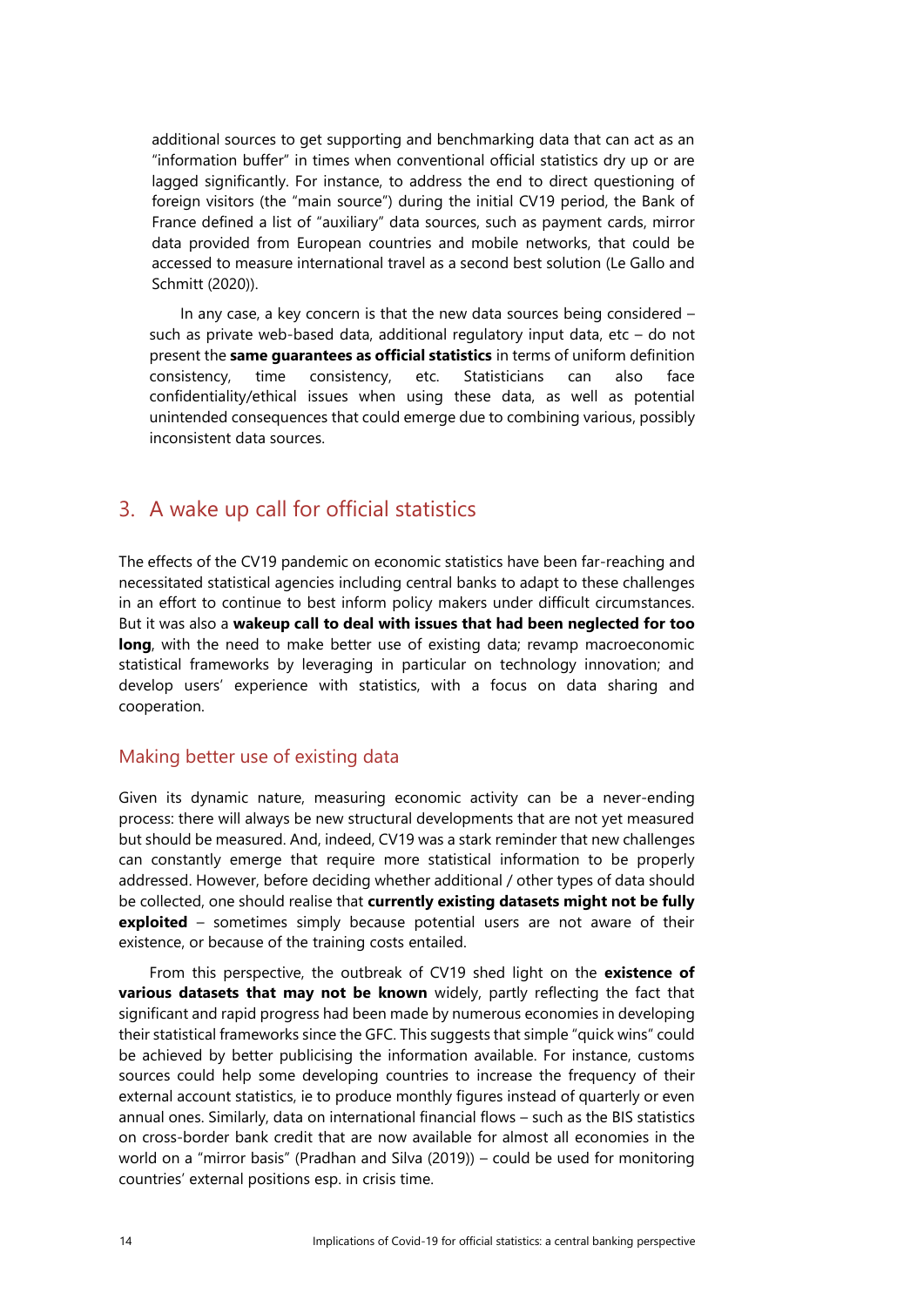additional sources to get supporting and benchmarking data that can act as an "information buffer" in times when conventional official statistics dry up or are lagged significantly. For instance, to address the end to direct questioning of foreign visitors (the "main source") during the initial CV19 period, the Bank of France defined a list of "auxiliary" data sources, such as payment cards, mirror data provided from European countries and mobile networks, that could be accessed to measure international travel as a second best solution (Le Gallo and Schmitt (2020)).

In any case, a key concern is that the new data sources being considered – such as private web-based data, additional regulatory input data, etc – do not present the **same guarantees as official statistics** in terms of uniform definition consistency, time consistency, etc. Statisticians can also face confidentiality/ethical issues when using these data, as well as potential unintended consequences that could emerge due to combining various, possibly inconsistent data sources.

## 3. A wake up call for official statistics

The effects of the CV19 pandemic on economic statistics have been far-reaching and necessitated statistical agencies including central banks to adapt to these challenges in an effort to continue to best inform policy makers under difficult circumstances. But it was also a **wakeup call to deal with issues that had been neglected for too long**, with the need to make better use of existing data; revamp macroeconomic statistical frameworks by leveraging in particular on technology innovation; and develop users' experience with statistics, with a focus on data sharing and cooperation.

### Making better use of existing data

Given its dynamic nature, measuring economic activity can be a never-ending process: there will always be new structural developments that are not yet measured but should be measured. And, indeed, CV19 was a stark reminder that new challenges can constantly emerge that require more statistical information to be properly addressed. However, before deciding whether additional / other types of data should be collected, one should realise that **currently existing datasets might not be fully exploited** – sometimes simply because potential users are not aware of their existence, or because of the training costs entailed.

From this perspective, the outbreak of CV19 shed light on the **existence of various datasets that may not be known** widely, partly reflecting the fact that significant and rapid progress had been made by numerous economies in developing their statistical frameworks since the GFC. This suggests that simple "quick wins" could be achieved by better publicising the information available. For instance, customs sources could help some developing countries to increase the frequency of their external account statistics, ie to produce monthly figures instead of quarterly or even annual ones. Similarly, data on international financial flows – such as the BIS statistics on cross-border bank credit that are now available for almost all economies in the world on a "mirror basis" (Pradhan and Silva (2019)) – could be used for monitoring countries' external positions esp. in crisis time.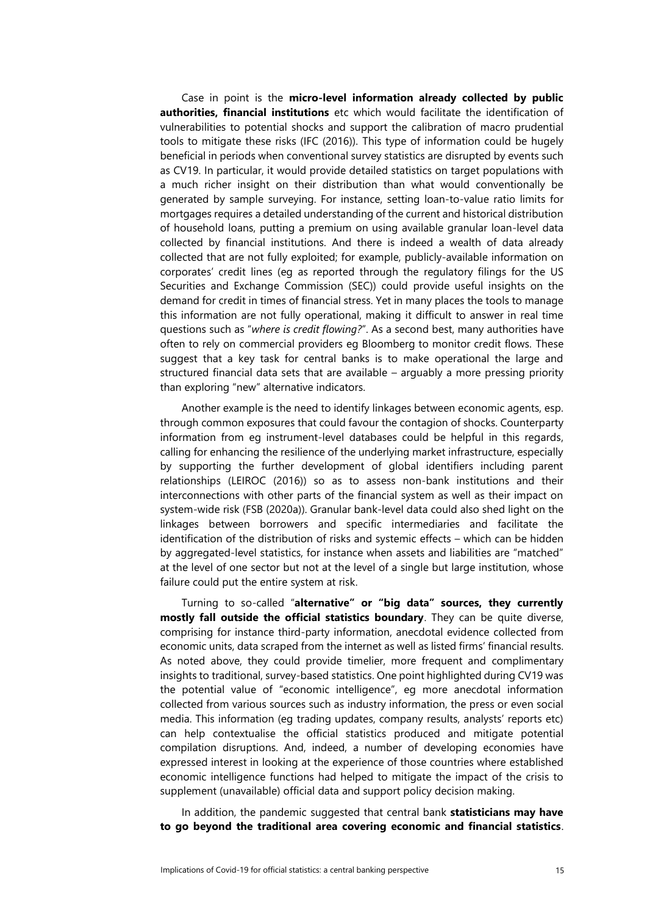Case in point is the **micro-level information already collected by public authorities, financial institutions** etc which would facilitate the identification of vulnerabilities to potential shocks and support the calibration of macro prudential tools to mitigate these risks (IFC (2016)). This type of information could be hugely beneficial in periods when conventional survey statistics are disrupted by events such as CV19. In particular, it would provide detailed statistics on target populations with a much richer insight on their distribution than what would conventionally be generated by sample surveying. For instance, setting loan-to-value ratio limits for mortgages requires a detailed understanding of the current and historical distribution of household loans, putting a premium on using available granular loan-level data collected by financial institutions. And there is indeed a wealth of data already collected that are not fully exploited; for example, publicly-available information on corporates' credit lines (eg as reported through the regulatory filings for the US Securities and Exchange Commission (SEC)) could provide useful insights on the demand for credit in times of financial stress. Yet in many places the tools to manage this information are not fully operational, making it difficult to answer in real time questions such as "*where is credit flowing?*". As a second best, many authorities have often to rely on commercial providers eg Bloomberg to monitor credit flows. These suggest that a key task for central banks is to make operational the large and structured financial data sets that are available – arguably a more pressing priority than exploring "new" alternative indicators.

Another example is the need to identify linkages between economic agents, esp. through common exposures that could favour the contagion of shocks. Counterparty information from eg instrument-level databases could be helpful in this regards, calling for enhancing the resilience of the underlying market infrastructure, especially by supporting the further development of global identifiers including parent relationships (LEIROC (2016)) so as to assess non-bank institutions and their interconnections with other parts of the financial system as well as their impact on system-wide risk (FSB (2020a)). Granular bank-level data could also shed light on the linkages between borrowers and specific intermediaries and facilitate the identification of the distribution of risks and systemic effects – which can be hidden by aggregated-level statistics, for instance when assets and liabilities are "matched" at the level of one sector but not at the level of a single but large institution, whose failure could put the entire system at risk.

Turning to so-called "**alternative" or "big data" sources, they currently mostly fall outside the official statistics boundary**. They can be quite diverse, comprising for instance third-party information, anecdotal evidence collected from economic units, data scraped from the internet as well as listed firms' financial results. As noted above, they could provide timelier, more frequent and complimentary insights to traditional, survey-based statistics. One point highlighted during CV19 was the potential value of "economic intelligence", eg more anecdotal information collected from various sources such as industry information, the press or even social media. This information (eg trading updates, company results, analysts' reports etc) can help contextualise the official statistics produced and mitigate potential compilation disruptions. And, indeed, a number of developing economies have expressed interest in looking at the experience of those countries where established economic intelligence functions had helped to mitigate the impact of the crisis to supplement (unavailable) official data and support policy decision making.

In addition, the pandemic suggested that central bank **statisticians may have to go beyond the traditional area covering economic and financial statistics**.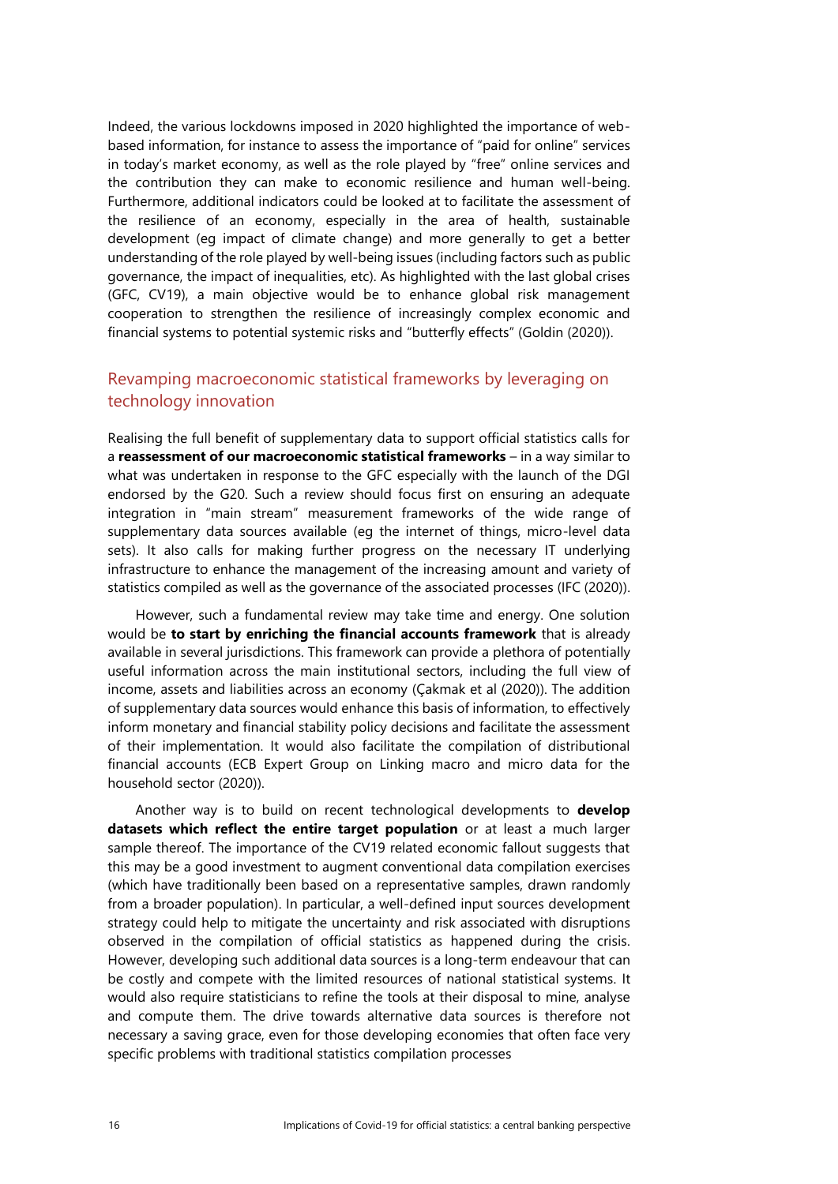Indeed, the various lockdowns imposed in 2020 highlighted the importance of web-based information, for instance to assess the importance of "paid for online" services in today's market economy, as well as the role played by "free" online services and the contribution they can make to economic resilience and human well-being. Furthermore, additional indicators could be looked at to facilitate the assessment of the resilience of an economy, especially in the area of health, sustainable development (eg impact of climate change) and more generally to get a better understanding of the role played by well-being issues (including factors such as public governance, the impact of inequalities, etc). As highlighted with the last global crises (GFC, CV19), a main objective would be to enhance global risk management cooperation to strengthen the resilience of increasingly complex economic and financial systems to potential systemic risks and "butterfly effects" (Goldin (2020)).

## Revamping macroeconomic statistical frameworks by leveraging on technology innovation

Realising the full benefit of supplementary data to support official statistics calls for a **reassessment of our macroeconomic statistical frameworks** – in a way similar to what was undertaken in response to the GFC especially with the launch of the DGI endorsed by the G20. Such a review should focus first on ensuring an adequate integration in "main stream" measurement frameworks of the wide range of supplementary data sources available (eg the internet of things, micro-level data sets). It also calls for making further progress on the necessary IT underlying infrastructure to enhance the management of the increasing amount and variety of statistics compiled as well as the governance of the associated processes (IFC (2020)).

However, such a fundamental review may take time and energy. One solution would be **to start by enriching the financial accounts framework** that is already available in several jurisdictions. This framework can provide a plethora of potentially useful information across the main institutional sectors, including the full view of income, assets and liabilities across an economy (Çakmak et al (2020)). The addition of supplementary data sources would enhance this basis of information, to effectively inform monetary and financial stability policy decisions and facilitate the assessment of their implementation. It would also facilitate the compilation of distributional financial accounts (ECB Expert Group on Linking macro and micro data for the household sector (2020)).

Another way is to build on recent technological developments to **develop datasets which reflect the entire target population** or at least a much larger sample thereof. The importance of the CV19 related economic fallout suggests that this may be a good investment to augment conventional data compilation exercises (which have traditionally been based on a representative samples, drawn randomly from a broader population). In particular, a well-defined input sources development strategy could help to mitigate the uncertainty and risk associated with disruptions observed in the compilation of official statistics as happened during the crisis. However, developing such additional data sources is a long-term endeavour that can be costly and compete with the limited resources of national statistical systems. It would also require statisticians to refine the tools at their disposal to mine, analyse and compute them. The drive towards alternative data sources is therefore not necessary a saving grace, even for those developing economies that often face very specific problems with traditional statistics compilation processes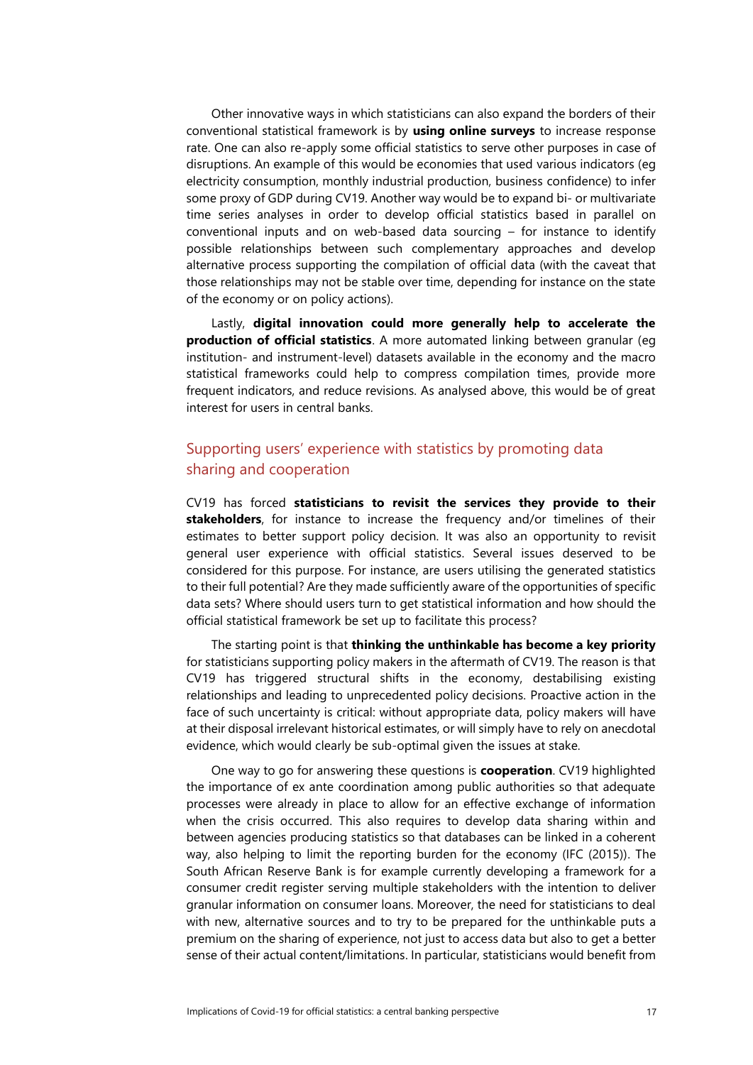Other innovative ways in which statisticians can also expand the borders of their conventional statistical framework is by **using online surveys** to increase response rate. One can also re-apply some official statistics to serve other purposes in case of disruptions. An example of this would be economies that used various indicators (eg electricity consumption, monthly industrial production, business confidence) to infer some proxy of GDP during CV19. Another way would be to expand bi- or multivariate time series analyses in order to develop official statistics based in parallel on conventional inputs and on web-based data sourcing – for instance to identify possible relationships between such complementary approaches and develop alternative process supporting the compilation of official data (with the caveat that those relationships may not be stable over time, depending for instance on the state of the economy or on policy actions).

Lastly, **digital innovation could more generally help to accelerate the production of official statistics**. A more automated linking between granular (eg institution- and instrument-level) datasets available in the economy and the macro statistical frameworks could help to compress compilation times, provide more frequent indicators, and reduce revisions. As analysed above, this would be of great interest for users in central banks.

## Supporting users' experience with statistics by promoting data sharing and cooperation

CV19 has forced **statisticians to revisit the services they provide to their stakeholders**, for instance to increase the frequency and/or timelines of their estimates to better support policy decision. It was also an opportunity to revisit general user experience with official statistics. Several issues deserved to be considered for this purpose. For instance, are users utilising the generated statistics to their full potential? Are they made sufficiently aware of the opportunities of specific data sets? Where should users turn to get statistical information and how should the official statistical framework be set up to facilitate this process?

The starting point is that **thinking the unthinkable has become a key priority** for statisticians supporting policy makers in the aftermath of CV19. The reason is that CV19 has triggered structural shifts in the economy, destabilising existing relationships and leading to unprecedented policy decisions. Proactive action in the face of such uncertainty is critical: without appropriate data, policy makers will have at their disposal irrelevant historical estimates, or will simply have to rely on anecdotal evidence, which would clearly be sub-optimal given the issues at stake.

One way to go for answering these questions is **cooperation**. CV19 highlighted the importance of ex ante coordination among public authorities so that adequate processes were already in place to allow for an effective exchange of information when the crisis occurred. This also requires to develop data sharing within and between agencies producing statistics so that databases can be linked in a coherent way, also helping to limit the reporting burden for the economy (IFC (2015)). The South African Reserve Bank is for example currently developing a framework for a consumer credit register serving multiple stakeholders with the intention to deliver granular information on consumer loans. Moreover, the need for statisticians to deal with new, alternative sources and to try to be prepared for the unthinkable puts a premium on the sharing of experience, not just to access data but also to get a better sense of their actual content/limitations. In particular, statisticians would benefit from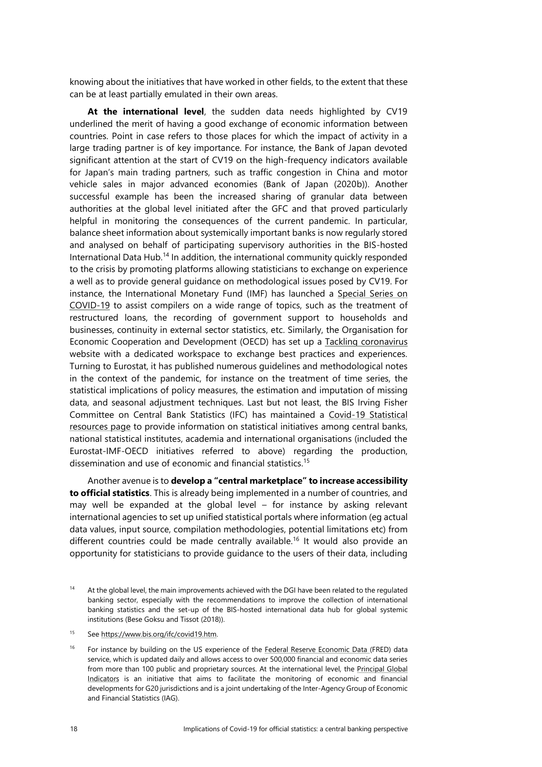knowing about the initiatives that have worked in other fields, to the extent that these can be at least partially emulated in their own areas.

**At the international level**, the sudden data needs highlighted by CV19 underlined the merit of having a good exchange of economic information between countries. Point in case refers to those places for which the impact of activity in a large trading partner is of key importance. For instance, the Bank of Japan devoted significant attention at the start of CV19 on the high-frequency indicators available for Japan's main trading partners, such as traffic congestion in China and motor vehicle sales in major advanced economies (Bank of Japan (2020b)). Another successful example has been the increased sharing of granular data between authorities at the global level initiated after the GFC and that proved particularly helpful in monitoring the consequences of the current pandemic. In particular, balance sheet information about systemically important banks is now regularly stored and analysed on behalf of participating supervisory authorities in the BIS-hosted International Data Hub.[14] In addition, the international community quickly responded to the crisis by promoting platforms allowing statisticians to exchange on experience a well as to provide general guidance on methodological issues posed by CV19. For instance, the International Monetary Fund (IMF) has launched a Special Series on COVID-19 to assist compilers on a wide range of topics, such as the treatment of restructured loans, the recording of government support to households and businesses, continuity in external sector statistics, etc. Similarly, the Organisation for Economic Cooperation and Development (OECD) has set up a Tackling coronavirus website with a dedicated workspace to exchange best practices and experiences. Turning to Eurostat, it has published numerous guidelines and methodological notes in the context of the pandemic, for instance on the treatment of time series, the statistical implications of policy measures, the estimation and imputation of missing data, and seasonal adjustment techniques. Last but not least, the BIS Irving Fisher Committee on Central Bank Statistics (IFC) has maintained a Covid-19 Statistical resources page to provide information on statistical initiatives among central banks, national statistical institutes, academia and international organisations (included the Eurostat-IMF-OECD initiatives referred to above) regarding the production, dissemination and use of economic and financial statistics.[15]

Another avenue is to **develop a "central marketplace" to increase accessibility to official statistics**. This is already being implemented in a number of countries, and may well be expanded at the global level – for instance by asking relevant international agencies to set up unified statistical portals where information (eg actual data values, input source, compilation methodologies, potential limitations etc) from different countries could be made centrally available.[16] It would also provide an opportunity for statisticians to provide guidance to the users of their data, including

---

[14] At the global level, the main improvements achieved with the DGI have been related to the regulated banking sector, especially with the recommendations to improve the collection of international banking statistics and the set-up of the BIS-hosted international data hub for global systemic institutions (Bese Goksu and Tissot (2018)).

[15] See https://www.bis.org/ifc/covid19.htm.

[16] For instance by building on the US experience of the Federal Reserve Economic Data (FRED) data service, which is updated daily and allows access to over 500,000 financial and economic data series from more than 100 public and proprietary sources. At the international level, the Principal Global Indicators is an initiative that aims to facilitate the monitoring of economic and financial developments for G20 jurisdictions and is a joint undertaking of the Inter-Agency Group of Economic and Financial Statistics (IAG).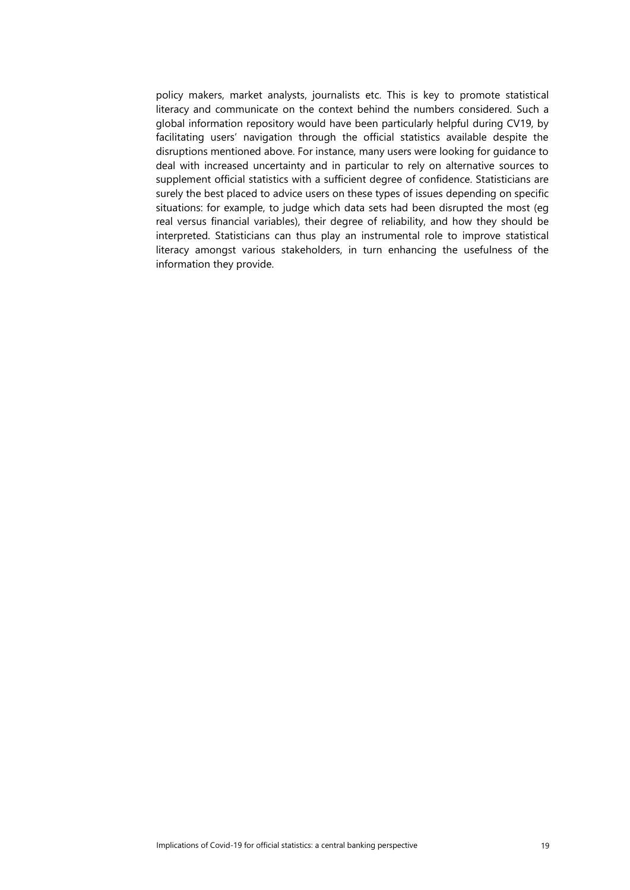policy makers, market analysts, journalists etc. This is key to promote statistical literacy and communicate on the context behind the numbers considered. Such a global information repository would have been particularly helpful during CV19, by facilitating users' navigation through the official statistics available despite the disruptions mentioned above. For instance, many users were looking for guidance to deal with increased uncertainty and in particular to rely on alternative sources to supplement official statistics with a sufficient degree of confidence. Statisticians are surely the best placed to advice users on these types of issues depending on specific situations: for example, to judge which data sets had been disrupted the most (eg real versus financial variables), their degree of reliability, and how they should be interpreted. Statisticians can thus play an instrumental role to improve statistical literacy amongst various stakeholders, in turn enhancing the usefulness of the information they provide.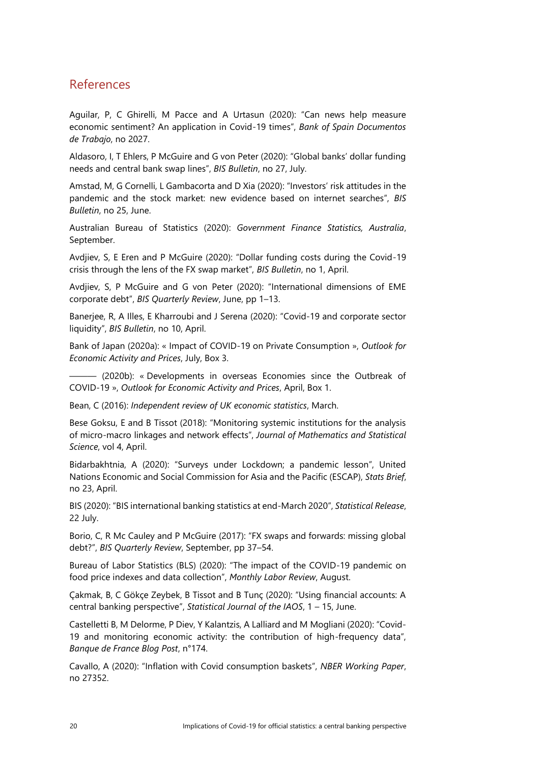## References

Aguilar, P, C Ghirelli, M Pacce and A Urtasun (2020): "Can news help measure economic sentiment? An application in Covid-19 times", *Bank of Spain Documentos de Trabajo*, no 2027.

Aldasoro, I, T Ehlers, P McGuire and G von Peter (2020): "Global banks' dollar funding needs and central bank swap lines", *BIS Bulletin*, no 27, July.

Amstad, M, G Cornelli, L Gambacorta and D Xia (2020): "Investors' risk attitudes in the pandemic and the stock market: new evidence based on internet searches", *BIS Bulletin*, no 25, June.

Australian Bureau of Statistics (2020): *Government Finance Statistics, Australia*, September.

Avdjiev, S, E Eren and P McGuire (2020): "Dollar funding costs during the Covid-19 crisis through the lens of the FX swap market", *BIS Bulletin*, no 1, April.

Avdjiev, S, P McGuire and G von Peter (2020): "International dimensions of EME corporate debt", *BIS Quarterly Review*, June, pp 1–13.

Banerjee, R, A Illes, E Kharroubi and J Serena (2020): "Covid-19 and corporate sector liquidity", *BIS Bulletin*, no 10, April.

Bank of Japan (2020a): « Impact of COVID-19 on Private Consumption », *Outlook for Economic Activity and Prices*, July, Box 3.

——— (2020b): « Developments in overseas Economies since the Outbreak of COVID-19 », *Outlook for Economic Activity and Prices*, April, Box 1.

Bean, C (2016): *Independent review of UK economic statistics*, March.

Bese Goksu, E and B Tissot (2018): "Monitoring systemic institutions for the analysis of micro-macro linkages and network effects", *Journal of Mathematics and Statistical Science*, vol 4, April.

Bidarbakhtnia, A (2020): "Surveys under Lockdown; a pandemic lesson", United Nations Economic and Social Commission for Asia and the Pacific (ESCAP), *Stats Brief*, no 23, April.

BIS (2020): "BIS international banking statistics at end-March 2020", *Statistical Release*, 22 July.

Borio, C, R Mc Cauley and P McGuire (2017): "FX swaps and forwards: missing global debt?", *BIS Quarterly Review*, September, pp 37–54.

Bureau of Labor Statistics (BLS) (2020): "The impact of the COVID-19 pandemic on food price indexes and data collection", *Monthly Labor Review*, August.

Çakmak, B, C Gökçe Zeybek, B Tissot and B Tunç (2020): "Using financial accounts: A central banking perspective", *Statistical Journal of the IAOS*, 1 – 15, June.

Castelletti B, M Delorme, P Diev, Y Kalantzis, A Lalliard and M Mogliani (2020): "Covid-19 and monitoring economic activity: the contribution of high-frequency data", *Banque de France Blog Post*, n°174.

Cavallo, A (2020): "Inflation with Covid consumption baskets", *NBER Working Paper*, no 27352.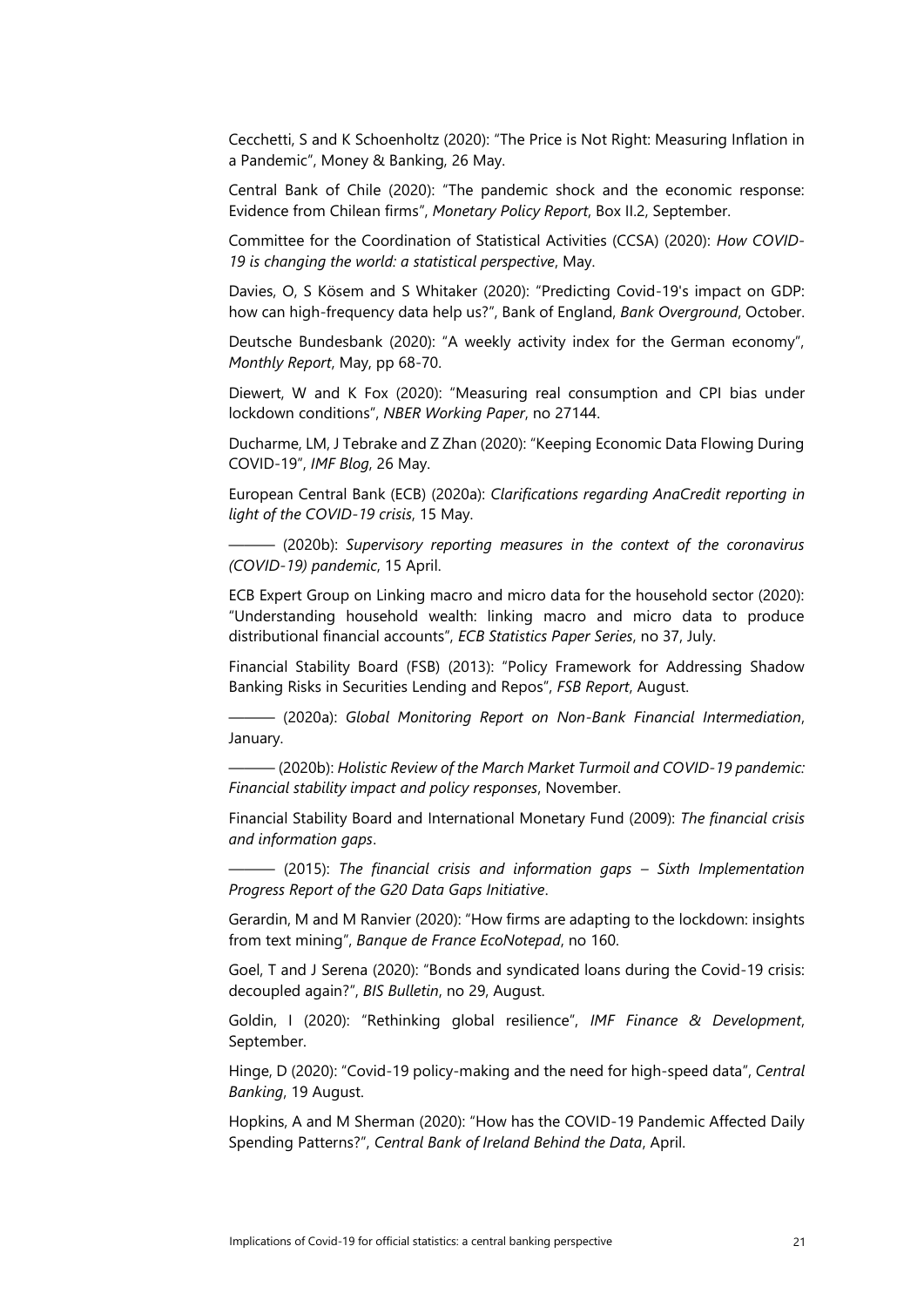Cecchetti, S and K Schoenholtz (2020): "The Price is Not Right: Measuring Inflation in a Pandemic", Money & Banking, 26 May.

Central Bank of Chile (2020): "The pandemic shock and the economic response: Evidence from Chilean firms", *Monetary Policy Report*, Box II.2, September.

Committee for the Coordination of Statistical Activities (CCSA) (2020): *How COVID-19 is changing the world: a statistical perspective*, May.

Davies, O, S Kösem and S Whitaker (2020): "Predicting Covid-19's impact on GDP: how can high-frequency data help us?", Bank of England, *Bank Overground*, October.

Deutsche Bundesbank (2020): "A weekly activity index for the German economy", *Monthly Report*, May, pp 68-70.

Diewert, W and K Fox (2020): "Measuring real consumption and CPI bias under lockdown conditions", *NBER Working Paper*, no 27144.

Ducharme, LM, J Tebrake and Z Zhan (2020): "Keeping Economic Data Flowing During COVID-19", *IMF Blog*, 26 May.

European Central Bank (ECB) (2020a): *Clarifications regarding AnaCredit reporting in light of the COVID-19 crisis*, 15 May.

——— (2020b): *Supervisory reporting measures in the context of the coronavirus (COVID-19) pandemic*, 15 April.

ECB Expert Group on Linking macro and micro data for the household sector (2020): "Understanding household wealth: linking macro and micro data to produce distributional financial accounts", *ECB Statistics Paper Series*, no 37, July.

Financial Stability Board (FSB) (2013): "Policy Framework for Addressing Shadow Banking Risks in Securities Lending and Repos", *FSB Report*, August.

——— (2020a): *Global Monitoring Report on Non-Bank Financial Intermediation*, January.

——— (2020b): *Holistic Review of the March Market Turmoil and COVID-19 pandemic: Financial stability impact and policy responses*, November.

Financial Stability Board and International Monetary Fund (2009): *The financial crisis and information gaps*.

——— (2015): *The financial crisis and information gaps – Sixth Implementation Progress Report of the G20 Data Gaps Initiative*.

Gerardin, M and M Ranvier (2020): "How firms are adapting to the lockdown: insights from text mining", *Banque de France EcoNotepad*, no 160.

Goel, T and J Serena (2020): "Bonds and syndicated loans during the Covid-19 crisis: decoupled again?", *BIS Bulletin*, no 29, August.

Goldin, I (2020): "Rethinking global resilience", *IMF Finance & Development*, September.

Hinge, D (2020): "Covid-19 policy-making and the need for high-speed data", *Central Banking*, 19 August.

Hopkins, A and M Sherman (2020): "How has the COVID-19 Pandemic Affected Daily Spending Patterns?", *Central Bank of Ireland Behind the Data*, April.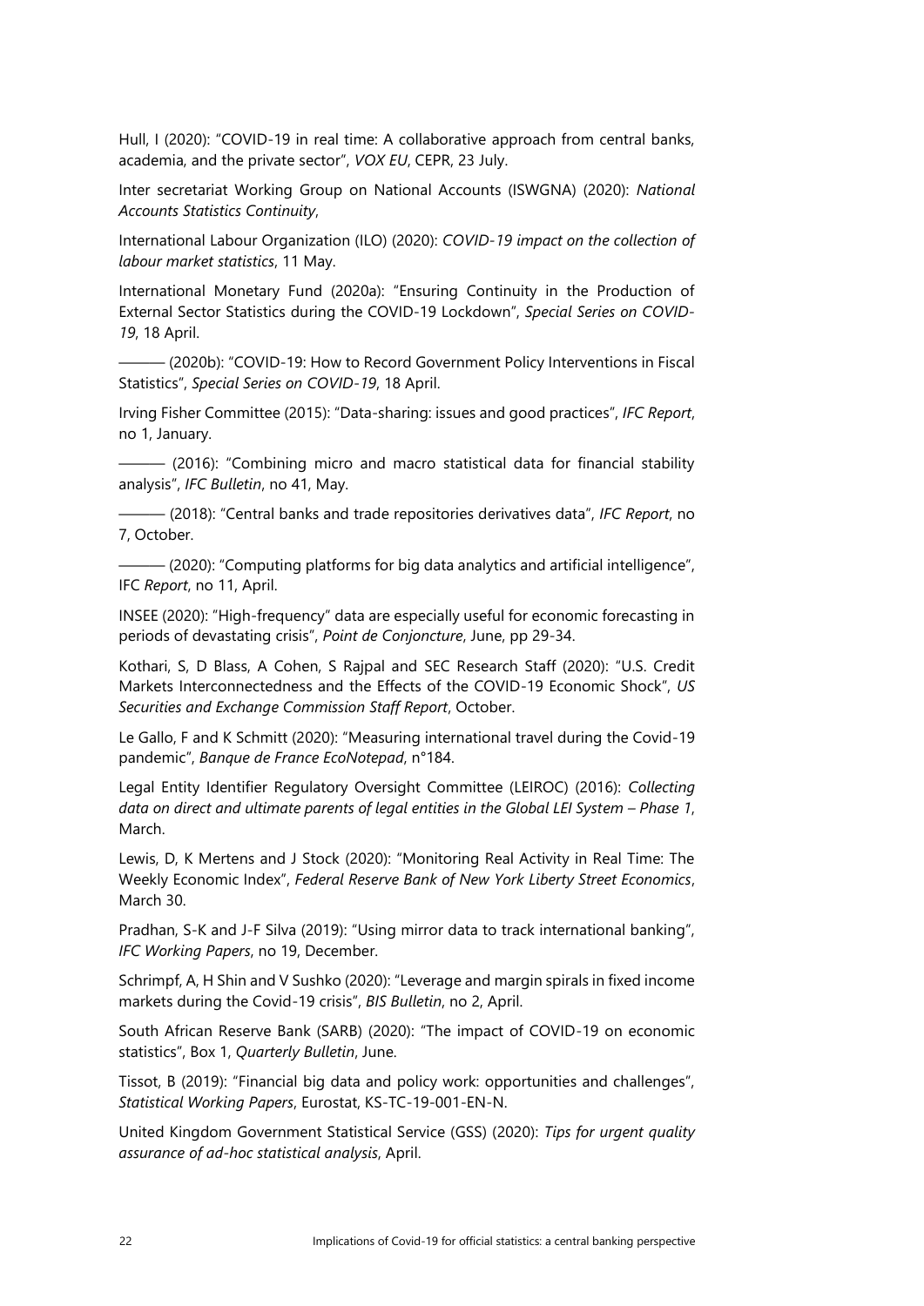Hull, I (2020): "COVID-19 in real time: A collaborative approach from central banks, academia, and the private sector", *VOX EU*, CEPR, 23 July.

Inter secretariat Working Group on National Accounts (ISWGNA) (2020): *National Accounts Statistics Continuity*,

International Labour Organization (ILO) (2020): *COVID-19 impact on the collection of labour market statistics*, 11 May.

International Monetary Fund (2020a): "Ensuring Continuity in the Production of External Sector Statistics during the COVID-19 Lockdown", *Special Series on COVID-19*, 18 April.

——— (2020b): "COVID-19: How to Record Government Policy Interventions in Fiscal Statistics", *Special Series on COVID-19*, 18 April.

Irving Fisher Committee (2015): "Data-sharing: issues and good practices", *IFC Report*, no 1, January.

——— (2016): "Combining micro and macro statistical data for financial stability analysis", *IFC Bulletin*, no 41, May.

——— (2018): "Central banks and trade repositories derivatives data", *IFC Report*, no 7, October.

——— (2020): "Computing platforms for big data analytics and artificial intelligence", IFC *Report*, no 11, April.

INSEE (2020): "High-frequency" data are especially useful for economic forecasting in periods of devastating crisis", *Point de Conjoncture*, June, pp 29-34.

Kothari, S, D Blass, A Cohen, S Rajpal and SEC Research Staff (2020): "U.S. Credit Markets Interconnectedness and the Effects of the COVID-19 Economic Shock", *US Securities and Exchange Commission Staff Report*, October.

Le Gallo, F and K Schmitt (2020): "Measuring international travel during the Covid-19 pandemic", *Banque de France EcoNotepad*, n°184.

Legal Entity Identifier Regulatory Oversight Committee (LEIROC) (2016): *Collecting data on direct and ultimate parents of legal entities in the Global LEI System – Phase 1*, March.

Lewis, D, K Mertens and J Stock (2020): "Monitoring Real Activity in Real Time: The Weekly Economic Index", *Federal Reserve Bank of New York Liberty Street Economics*, March 30.

Pradhan, S-K and J-F Silva (2019): "Using mirror data to track international banking", *IFC Working Papers*, no 19, December.

Schrimpf, A, H Shin and V Sushko (2020): "Leverage and margin spirals in fixed income markets during the Covid-19 crisis", *BIS Bulletin*, no 2, April.

South African Reserve Bank (SARB) (2020): "The impact of COVID-19 on economic statistics", Box 1, *Quarterly Bulletin*, June.

Tissot, B (2019): "Financial big data and policy work: opportunities and challenges", *Statistical Working Papers*, Eurostat, KS-TC-19-001-EN-N.

United Kingdom Government Statistical Service (GSS) (2020): *Tips for urgent quality assurance of ad-hoc statistical analysis*, April.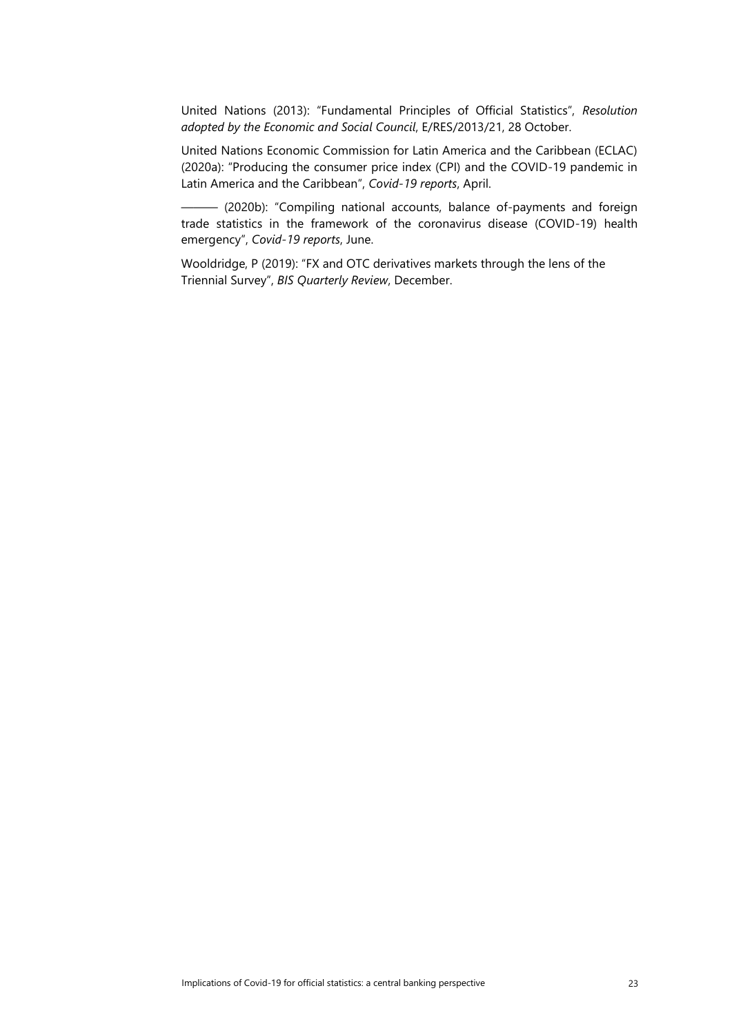United Nations (2013): "Fundamental Principles of Official Statistics", *Resolution adopted by the Economic and Social Council*, E/RES/2013/21, 28 October.

United Nations Economic Commission for Latin America and the Caribbean (ECLAC) (2020a): "Producing the consumer price index (CPI) and the COVID-19 pandemic in Latin America and the Caribbean", *Covid-19 reports*, April.

——— (2020b): "Compiling national accounts, balance of-payments and foreign trade statistics in the framework of the coronavirus disease (COVID-19) health emergency", *Covid-19 reports*, June.

Wooldridge, P (2019): "FX and OTC derivatives markets through the lens of the Triennial Survey", *BIS Quarterly Review*, December.